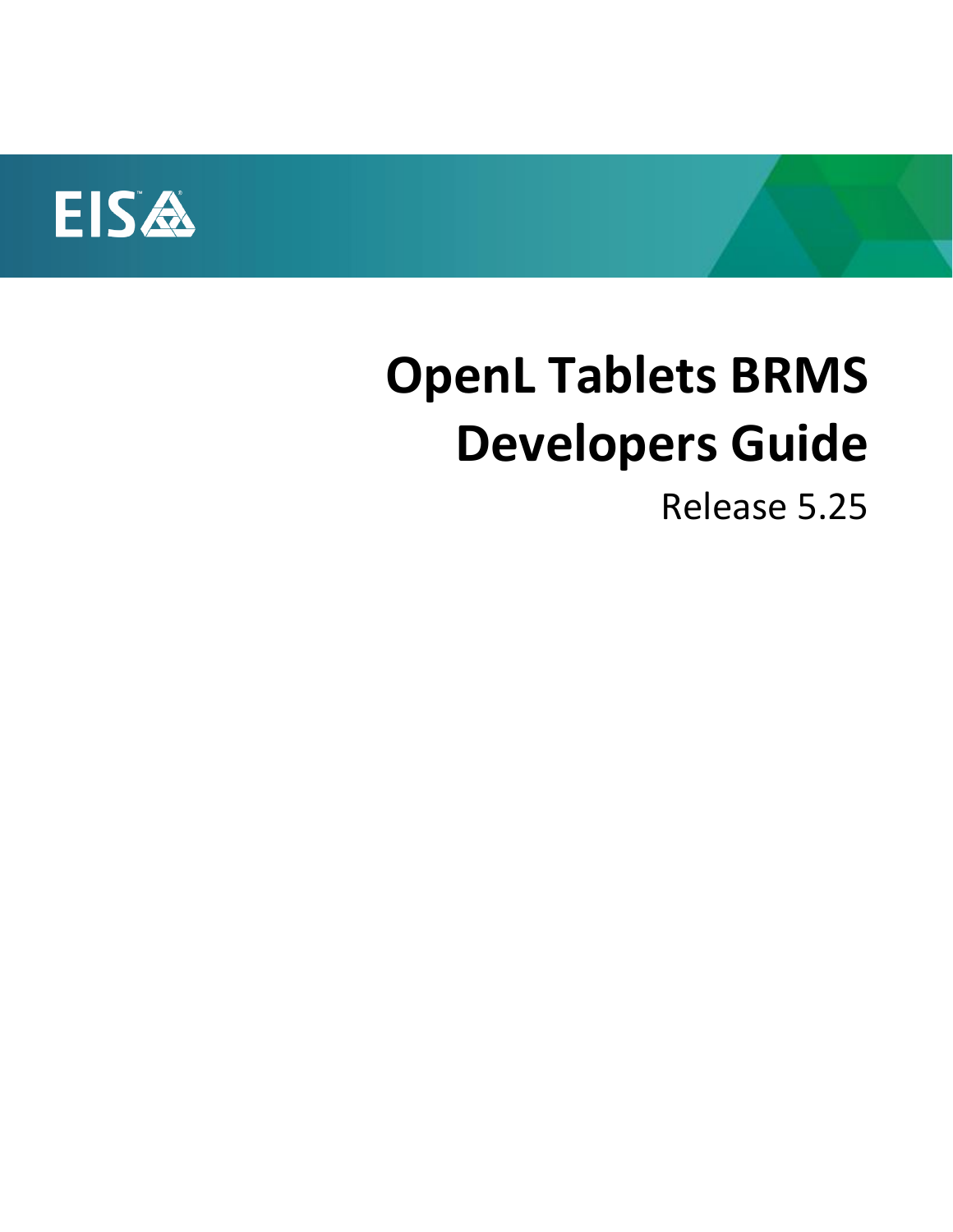EIS

# OpenL Tablets BRMS Developers Guide

Release 5.25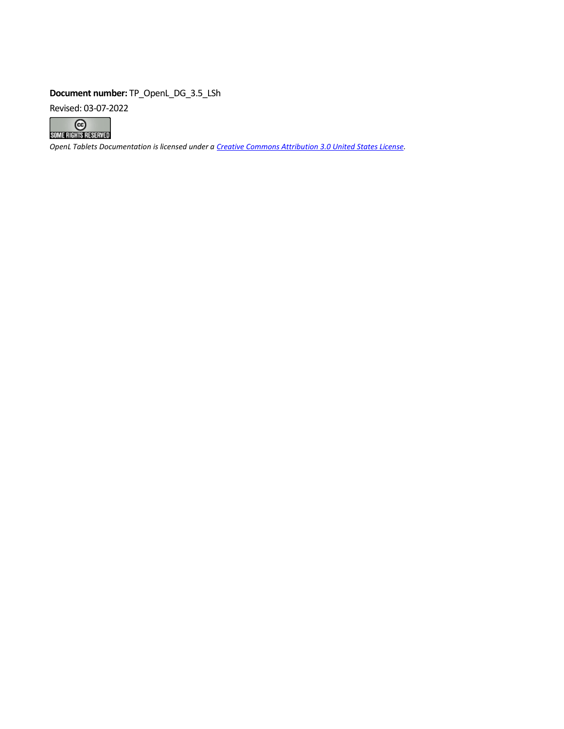**Document number:** TP_OpenL_DG_3.5_LSh

Revised: 03-07-2022

*OpenL Tablets Documentation is licensed under a [Creative Commons Attribution 3.0 United States License](http://creativecommons.org/licenses/by/3.0/us/).*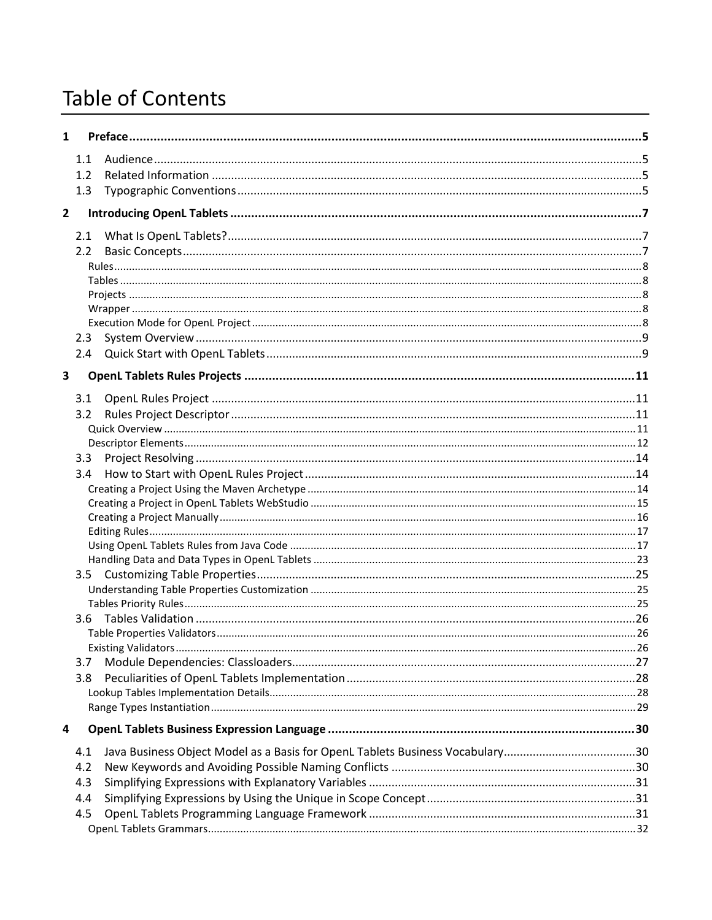# Table of Contents

**1 Preface ... 5**

- 1.1 Audience ... 5
- 1.2 Related Information ... 5
- 1.3 Typographic Conventions ... 5

**2 Introducing OpenL Tablets ... 7**

- 2.1 What Is OpenL Tablets? ... 7
- 2.2 Basic Concepts ... 7
  - Rules ... 8
  - Tables ... 8
  - Projects ... 8
  - Wrapper ... 8
  - Execution Mode for OpenL Project ... 8
- 2.3 System Overview ... 9
- 2.4 Quick Start with OpenL Tablets ... 9

**3 OpenL Tablets Rules Projects ... 11**

- 3.1 OpenL Rules Project ... 11
- 3.2 Rules Project Descriptor ... 11
  - Quick Overview ... 11
  - Descriptor Elements ... 12
- 3.3 Project Resolving ... 14
- 3.4 How to Start with OpenL Rules Project ... 14
  - Creating a Project Using the Maven Archetype ... 14
  - Creating a Project in OpenL Tablets WebStudio ... 15
  - Creating a Project Manually ... 16
  - Editing Rules ... 17
  - Using OpenL Tablets Rules from Java Code ... 17
  - Handling Data and Data Types in OpenL Tablets ... 23
- 3.5 Customizing Table Properties ... 25
  - Understanding Table Properties Customization ... 25
  - Tables Priority Rules ... 25
- 3.6 Tables Validation ... 26
  - Table Properties Validators ... 26
  - Existing Validators ... 26
- 3.7 Module Dependencies: Classloaders ... 27
- 3.8 Peculiarities of OpenL Tablets Implementation ... 28
  - Lookup Tables Implementation Details ... 28
  - Range Types Instantiation ... 29

**4 OpenL Tablets Business Expression Language ... 30**

- 4.1 Java Business Object Model as a Basis for OpenL Tablets Business Vocabulary ... 30
- 4.2 New Keywords and Avoiding Possible Naming Conflicts ... 30
- 4.3 Simplifying Expressions with Explanatory Variables ... 31
- 4.4 Simplifying Expressions by Using the Unique in Scope Concept ... 31
- 4.5 OpenL Tablets Programming Language Framework ... 31
  - OpenL Tablets Grammars ... 32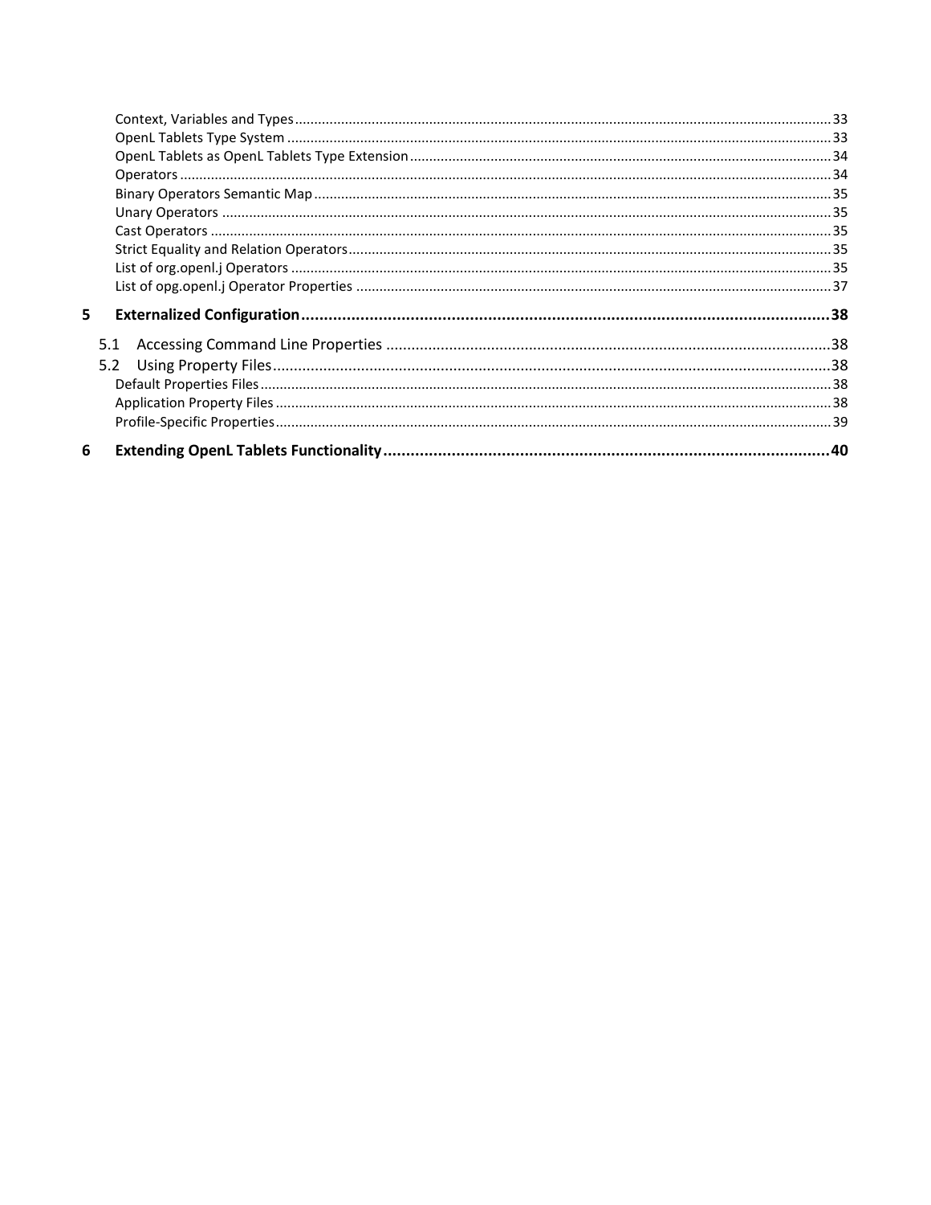Context, Variables and Types ........ 33
OpenL Tablets Type System ........ 33
OpenL Tablets as OpenL Tablets Type Extension ........ 34
Operators ........ 34
Binary Operators Semantic Map ........ 35
Unary Operators ........ 35
Cast Operators ........ 35
Strict Equality and Relation Operators ........ 35
List of org.openl.j Operators ........ 35
List of opg.openl.j Operator Properties ........ 37

**5 Externalized Configuration ........ 38**

5.1 Accessing Command Line Properties ........ 38
5.2 Using Property Files ........ 38
Default Properties Files ........ 38
Application Property Files ........ 38
Profile-Specific Properties ........ 39

**6 Extending OpenL Tablets Functionality ........ 40**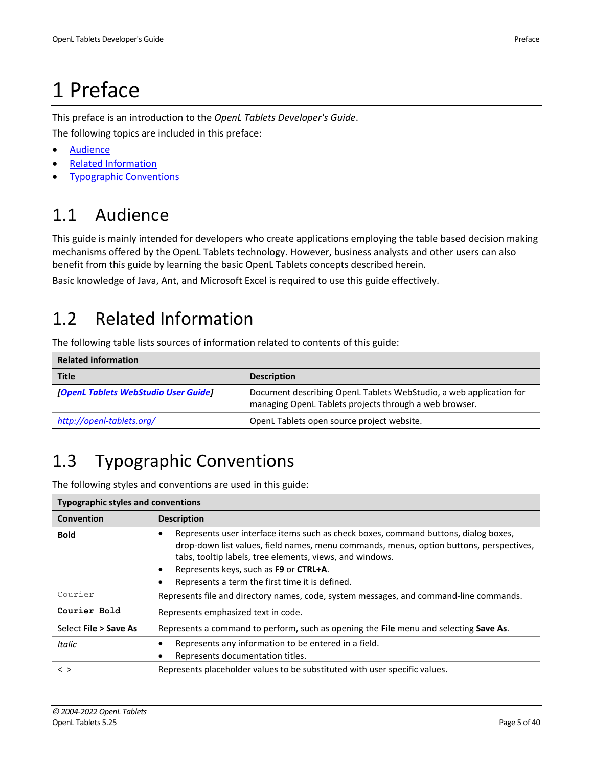# 1 Preface

This preface is an introduction to the *OpenL Tablets Developer's Guide*.

The following topics are included in this preface:

- Audience
- Related Information
- Typographic Conventions

## 1.1 Audience

This guide is mainly intended for developers who create applications employing the table based decision making mechanisms offered by the OpenL Tablets technology. However, business analysts and other users can also benefit from this guide by learning the basic OpenL Tablets concepts described herein.

Basic knowledge of Java, Ant, and Microsoft Excel is required to use this guide effectively.

## 1.2 Related Information

The following table lists sources of information related to contents of this guide:

| **Related information** | |
|---|---|
| **Title** | **Description** |
| *[OpenL Tablets WebStudio User Guide]* | Document describing OpenL Tablets WebStudio, a web application for managing OpenL Tablets projects through a web browser. |
| *http://openl-tablets.org/* | OpenL Tablets open source project website. |

## 1.3 Typographic Conventions

The following styles and conventions are used in this guide:

| **Typographic styles and conventions** | |
|---|---|
| **Convention** | **Description** |
| **Bold** | • Represents user interface items such as check boxes, command buttons, dialog boxes, drop-down list values, field names, menu commands, menus, option buttons, perspectives, tabs, tooltip labels, tree elements, views, and windows.<br>• Represents keys, such as **F9** or **CTRL+A**.<br>• Represents a term the first time it is defined. |
| `Courier` | Represents file and directory names, code, system messages, and command-line commands. |
| **`Courier Bold`** | Represents emphasized text in code. |
| Select **File > Save As** | Represents a command to perform, such as opening the **File** menu and selecting **Save As**. |
| *Italic* | • Represents any information to be entered in a field.<br>• Represents documentation titles. |
| < > | Represents placeholder values to be substituted with user specific values. |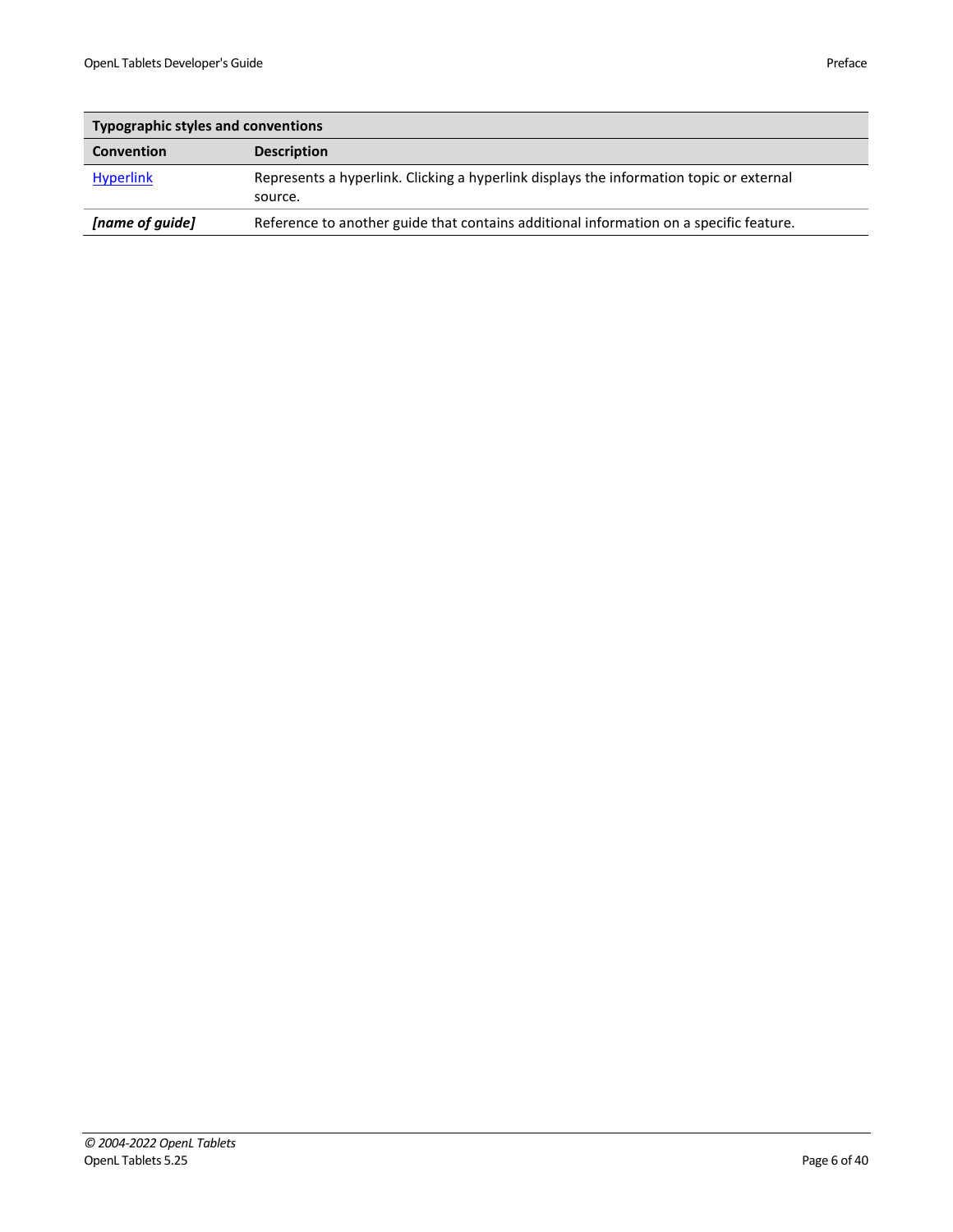| Typographic styles and conventions | |
|---|---|
| **Convention** | **Description** |
| Hyperlink | Represents a hyperlink. Clicking a hyperlink displays the information topic or external source. |
| ***[name of guide]*** | Reference to another guide that contains additional information on a specific feature. |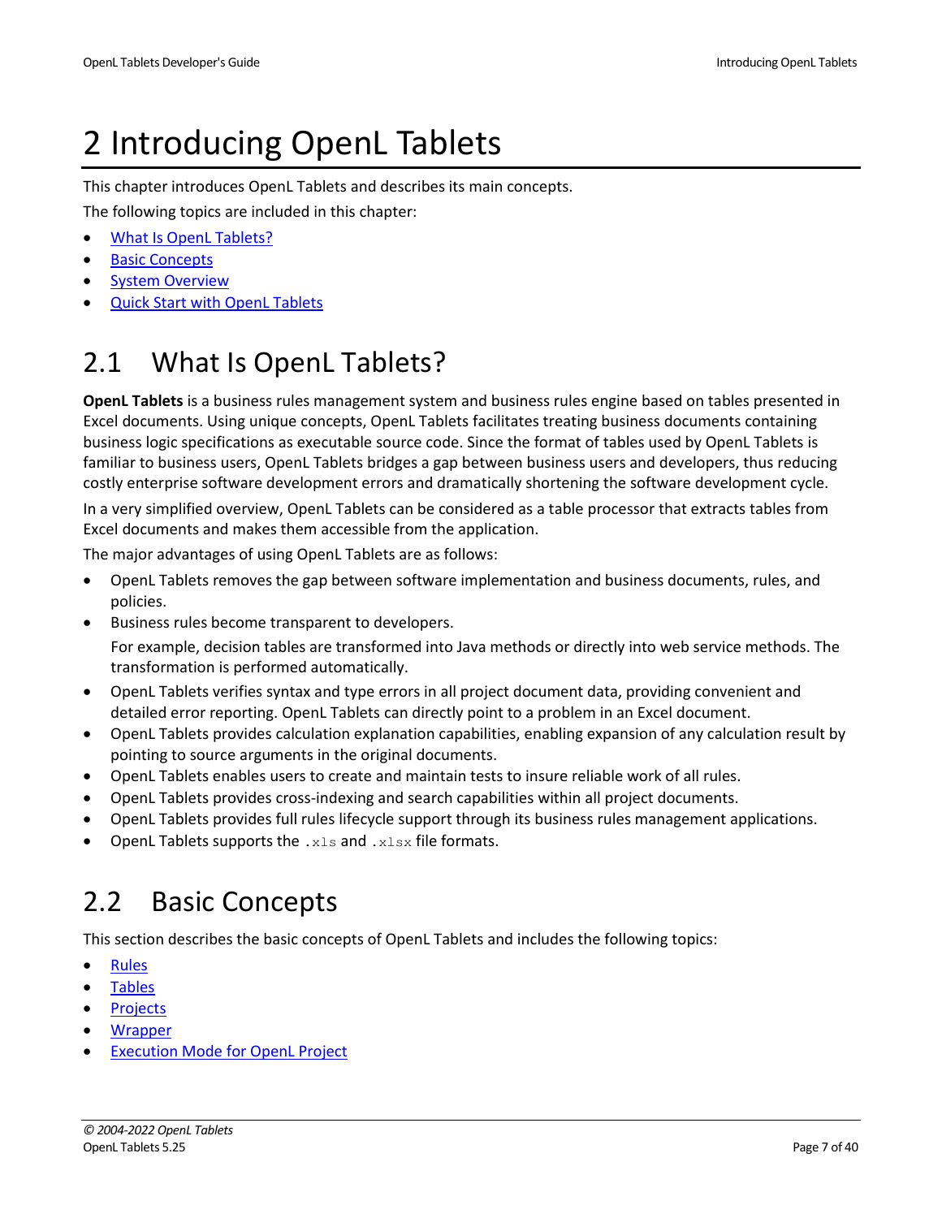# 2 Introducing OpenL Tablets

This chapter introduces OpenL Tablets and describes its main concepts.

The following topics are included in this chapter:

- What Is OpenL Tablets?
- Basic Concepts
- System Overview
- Quick Start with OpenL Tablets

## 2.1 What Is OpenL Tablets?

**OpenL Tablets** is a business rules management system and business rules engine based on tables presented in Excel documents. Using unique concepts, OpenL Tablets facilitates treating business documents containing business logic specifications as executable source code. Since the format of tables used by OpenL Tablets is familiar to business users, OpenL Tablets bridges a gap between business users and developers, thus reducing costly enterprise software development errors and dramatically shortening the software development cycle.

In a very simplified overview, OpenL Tablets can be considered as a table processor that extracts tables from Excel documents and makes them accessible from the application.

The major advantages of using OpenL Tablets are as follows:

- OpenL Tablets removes the gap between software implementation and business documents, rules, and policies.
- Business rules become transparent to developers.

  For example, decision tables are transformed into Java methods or directly into web service methods. The transformation is performed automatically.
- OpenL Tablets verifies syntax and type errors in all project document data, providing convenient and detailed error reporting. OpenL Tablets can directly point to a problem in an Excel document.
- OpenL Tablets provides calculation explanation capabilities, enabling expansion of any calculation result by pointing to source arguments in the original documents.
- OpenL Tablets enables users to create and maintain tests to insure reliable work of all rules.
- OpenL Tablets provides cross-indexing and search capabilities within all project documents.
- OpenL Tablets provides full rules lifecycle support through its business rules management applications.
- OpenL Tablets supports the `.xls` and `.xlsx` file formats.

## 2.2 Basic Concepts

This section describes the basic concepts of OpenL Tablets and includes the following topics:

- Rules
- Tables
- Projects
- Wrapper
- Execution Mode for OpenL Project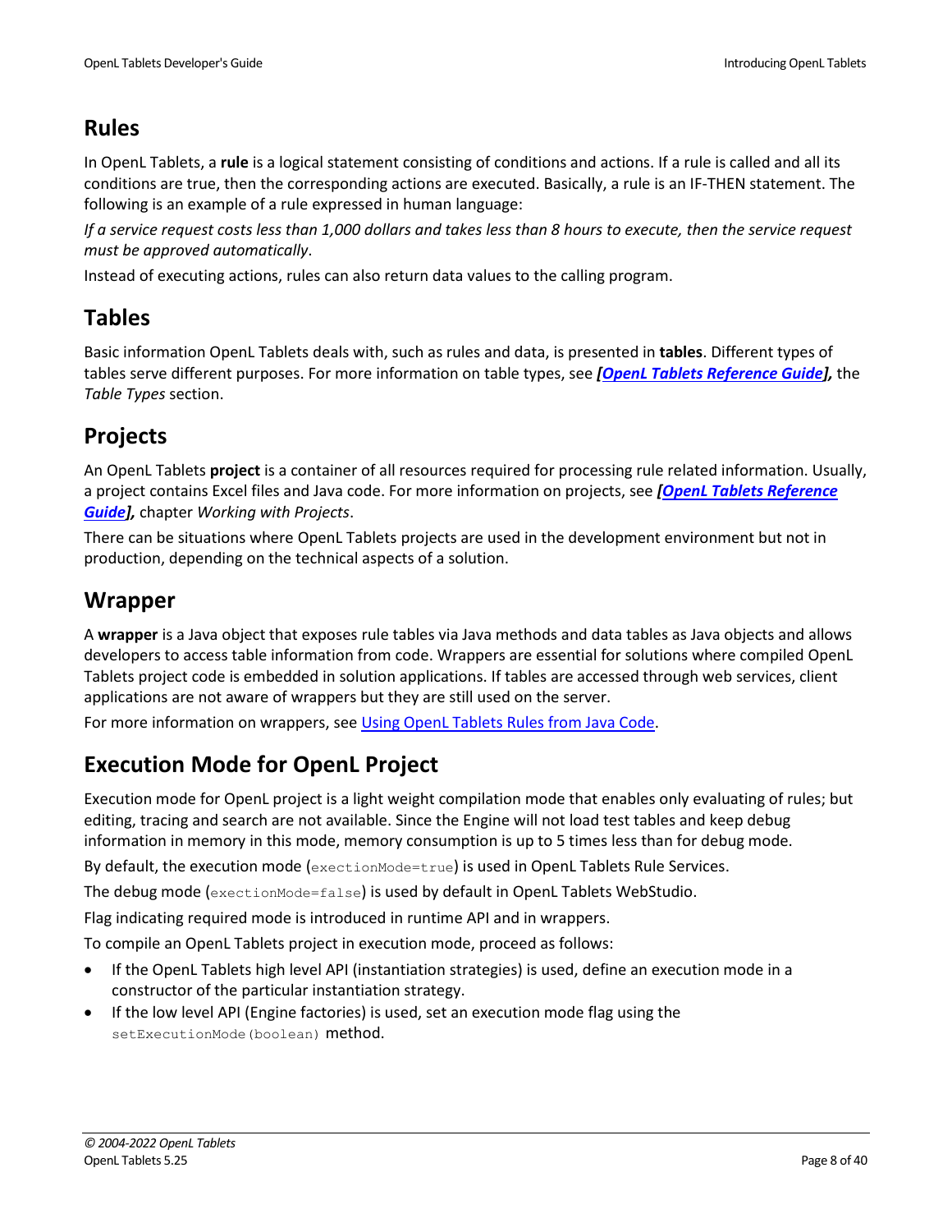## Rules

In OpenL Tablets, a **rule** is a logical statement consisting of conditions and actions. If a rule is called and all its conditions are true, then the corresponding actions are executed. Basically, a rule is an IF-THEN statement. The following is an example of a rule expressed in human language:

*If a service request costs less than 1,000 dollars and takes less than 8 hours to execute, then the service request must be approved automatically*.

Instead of executing actions, rules can also return data values to the calling program.

## Tables

Basic information OpenL Tablets deals with, such as rules and data, is presented in **tables**. Different types of tables serve different purposes. For more information on table types, see ***[OpenL Tablets Reference Guide],*** the *Table Types* section.

## Projects

An OpenL Tablets **project** is a container of all resources required for processing rule related information. Usually, a project contains Excel files and Java code. For more information on projects, see ***[OpenL Tablets Reference Guide],*** chapter *Working with Projects*.

There can be situations where OpenL Tablets projects are used in the development environment but not in production, depending on the technical aspects of a solution.

## Wrapper

A **wrapper** is a Java object that exposes rule tables via Java methods and data tables as Java objects and allows developers to access table information from code. Wrappers are essential for solutions where compiled OpenL Tablets project code is embedded in solution applications. If tables are accessed through web services, client applications are not aware of wrappers but they are still used on the server.

For more information on wrappers, see Using OpenL Tablets Rules from Java Code.

## Execution Mode for OpenL Project

Execution mode for OpenL project is a light weight compilation mode that enables only evaluating of rules; but editing, tracing and search are not available. Since the Engine will not load test tables and keep debug information in memory in this mode, memory consumption is up to 5 times less than for debug mode.

By default, the execution mode (`exectionMode=true`) is used in OpenL Tablets Rule Services.

The debug mode (`exectionMode=false`) is used by default in OpenL Tablets WebStudio.

Flag indicating required mode is introduced in runtime API and in wrappers.

To compile an OpenL Tablets project in execution mode, proceed as follows:

- If the OpenL Tablets high level API (instantiation strategies) is used, define an execution mode in a constructor of the particular instantiation strategy.
- If the low level API (Engine factories) is used, set an execution mode flag using the `setExecutionMode(boolean)` method.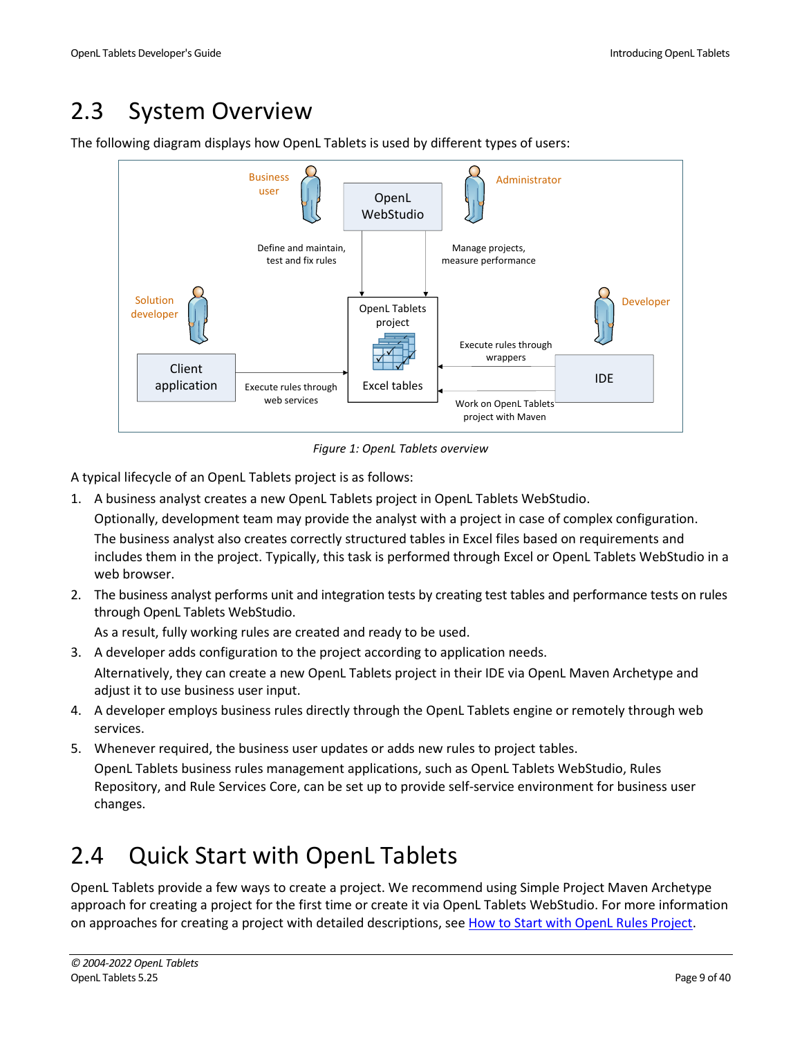## 2.3 System Overview

The following diagram displays how OpenL Tablets is used by different types of users:

*Figure 1: OpenL Tablets overview*

A typical lifecycle of an OpenL Tablets project is as follows:

1. A business analyst creates a new OpenL Tablets project in OpenL Tablets WebStudio.

   Optionally, development team may provide the analyst with a project in case of complex configuration.

   The business analyst also creates correctly structured tables in Excel files based on requirements and includes them in the project. Typically, this task is performed through Excel or OpenL Tablets WebStudio in a web browser.
2. The business analyst performs unit and integration tests by creating test tables and performance tests on rules through OpenL Tablets WebStudio.

   As a result, fully working rules are created and ready to be used.
3. A developer adds configuration to the project according to application needs.

   Alternatively, they can create a new OpenL Tablets project in their IDE via OpenL Maven Archetype and adjust it to use business user input.
4. A developer employs business rules directly through the OpenL Tablets engine or remotely through web services.
5. Whenever required, the business user updates or adds new rules to project tables.

   OpenL Tablets business rules management applications, such as OpenL Tablets WebStudio, Rules Repository, and Rule Services Core, can be set up to provide self-service environment for business user changes.

## 2.4 Quick Start with OpenL Tablets

OpenL Tablets provide a few ways to create a project. We recommend using Simple Project Maven Archetype approach for creating a project for the first time or create it via OpenL Tablets WebStudio. For more information on approaches for creating a project with detailed descriptions, see How to Start with OpenL Rules Project.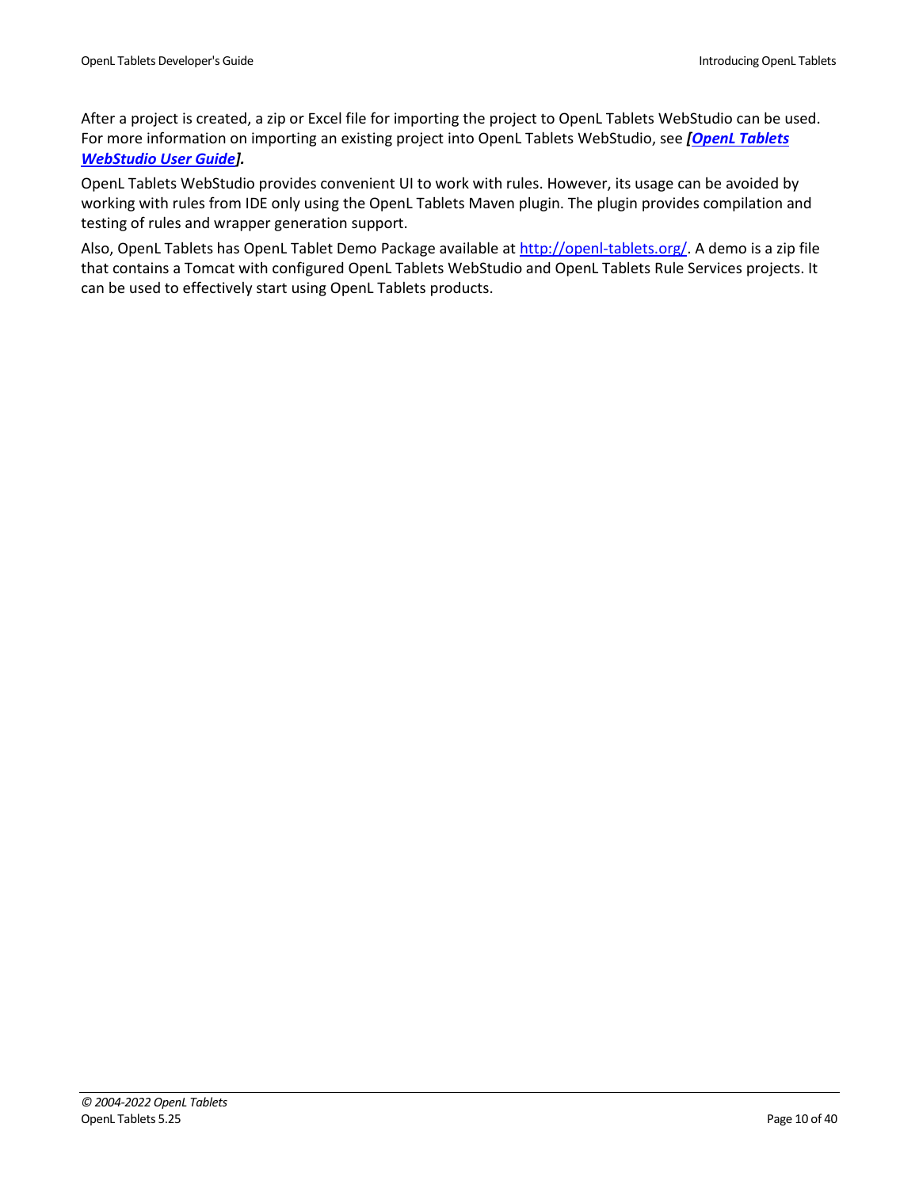After a project is created, a zip or Excel file for importing the project to OpenL Tablets WebStudio can be used. For more information on importing an existing project into OpenL Tablets WebStudio, see ***[OpenL Tablets WebStudio User Guide].***

OpenL Tablets WebStudio provides convenient UI to work with rules. However, its usage can be avoided by working with rules from IDE only using the OpenL Tablets Maven plugin. The plugin provides compilation and testing of rules and wrapper generation support.

Also, OpenL Tablets has OpenL Tablet Demo Package available at http://openl-tablets.org/. A demo is a zip file that contains a Tomcat with configured OpenL Tablets WebStudio and OpenL Tablets Rule Services projects. It can be used to effectively start using OpenL Tablets products.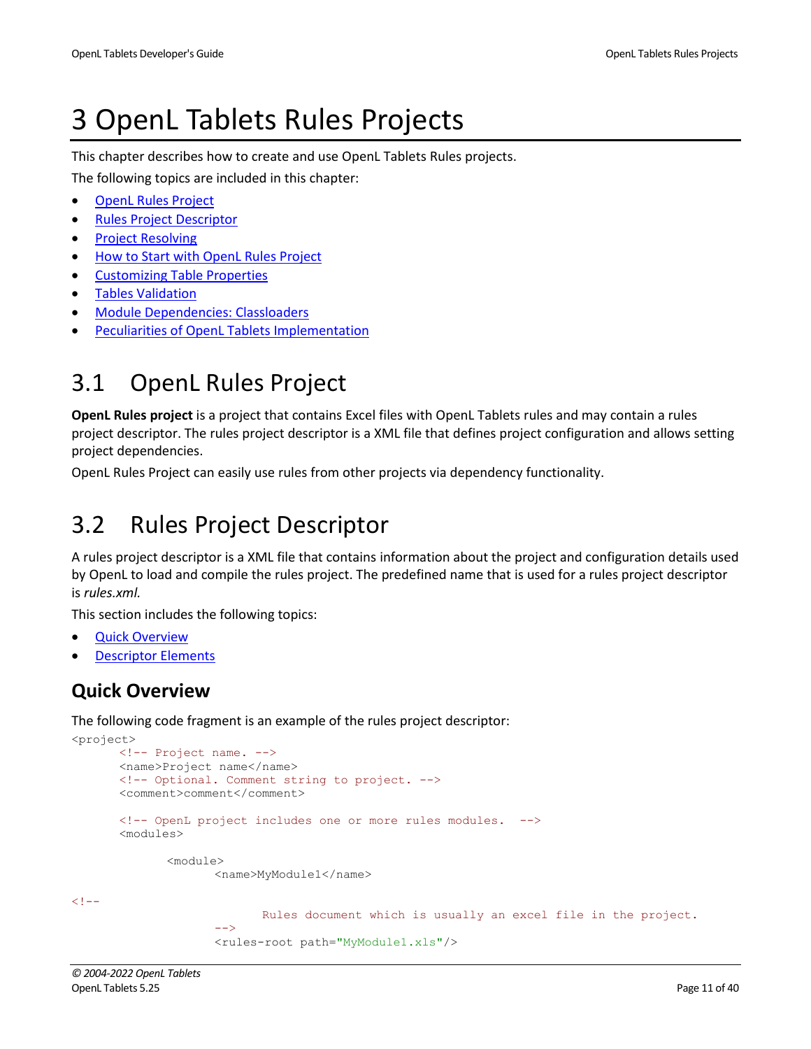# 3 OpenL Tablets Rules Projects

This chapter describes how to create and use OpenL Tablets Rules projects.

The following topics are included in this chapter:

- OpenL Rules Project
- Rules Project Descriptor
- Project Resolving
- How to Start with OpenL Rules Project
- Customizing Table Properties
- Tables Validation
- Module Dependencies: Classloaders
- Peculiarities of OpenL Tablets Implementation

## 3.1 OpenL Rules Project

**OpenL Rules project** is a project that contains Excel files with OpenL Tablets rules and may contain a rules project descriptor. The rules project descriptor is a XML file that defines project configuration and allows setting project dependencies.

OpenL Rules Project can easily use rules from other projects via dependency functionality.

## 3.2 Rules Project Descriptor

A rules project descriptor is a XML file that contains information about the project and configuration details used by OpenL to load and compile the rules project. The predefined name that is used for a rules project descriptor is *rules.xml.*

This section includes the following topics:

- Quick Overview
- Descriptor Elements

### Quick Overview

The following code fragment is an example of the rules project descriptor:

```
<project>
	<!-- Project name. -->
	<name>Project name</name>
	<!-- Optional. Comment string to project. -->
	<comment>comment</comment>

	<!-- OpenL project includes one or more rules modules.  -->
	<modules>

		<module>
			<name>MyModule1</name>

<!--
				Rules document which is usually an excel file in the project.
			-->
			<rules-root path="MyModule1.xls"/>
```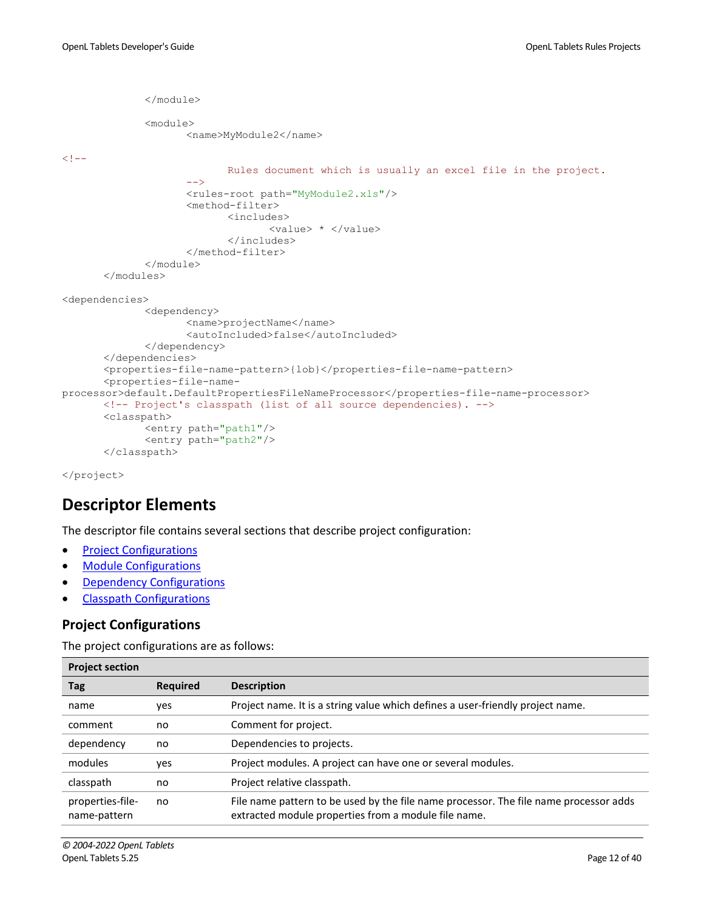```
            </module>

            <module>
                  <name>MyModule2</name>
<!--
                        Rules document which is usually an excel file in the project.
                  -->
                  <rules-root path="MyModule2.xls"/>
                  <method-filter>
                        <includes>
                              <value> * </value>
                        </includes>
                  </method-filter>
            </module>
      </modules>

<dependencies>
            <dependency>
                  <name>projectName</name>
                  <autoIncluded>false</autoIncluded>
            </dependency>
      </dependencies>
      <properties-file-name-pattern>{lob}</properties-file-name-pattern>
      <properties-file-name-
processor>default.DefaultPropertiesFileNameProcessor</properties-file-name-processor>
      <!-- Project's classpath (list of all source dependencies). -->
      <classpath>
            <entry path="path1"/>
            <entry path="path2"/>
      </classpath>

</project>
```

## Descriptor Elements

The descriptor file contains several sections that describe project configuration:

- Project Configurations
- Module Configurations
- Dependency Configurations
- Classpath Configurations

### Project Configurations

The project configurations are as follows:

| Project section | | |
|---|---|---|
| **Tag** | **Required** | **Description** |
| name | yes | Project name. It is a string value which defines a user-friendly project name. |
| comment | no | Comment for project. |
| dependency | no | Dependencies to projects. |
| modules | yes | Project modules. A project can have one or several modules. |
| classpath | no | Project relative classpath. |
| properties-file-name-pattern | no | File name pattern to be used by the file name processor. The file name processor adds extracted module properties from a module file name. |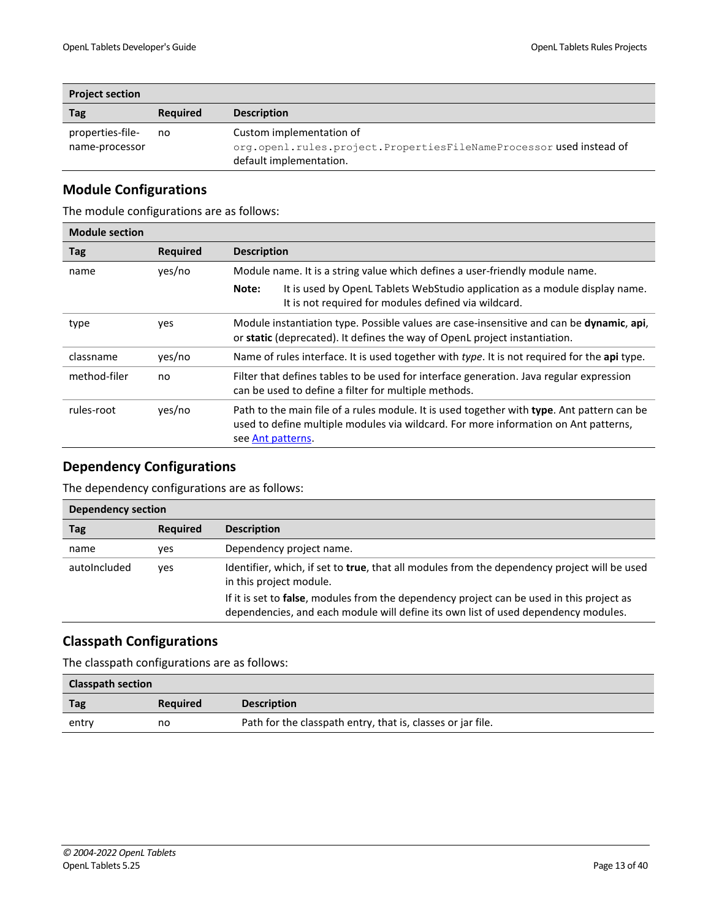| Project section | | |
|---|---|---|
| **Tag** | **Required** | **Description** |
| properties-file-name-processor | no | Custom implementation of `org.openl.rules.project.PropertiesFileNameProcessor` used instead of default implementation. |

## Module Configurations

The module configurations are as follows:

| Module section | | |
|---|---|---|
| **Tag** | **Required** | **Description** |
| name | yes/no | Module name. It is a string value which defines a user-friendly module name. **Note:** It is used by OpenL Tablets WebStudio application as a module display name. It is not required for modules defined via wildcard. |
| type | yes | Module instantiation type. Possible values are case-insensitive and can be **dynamic**, **api**, or **static** (deprecated). It defines the way of OpenL project instantiation. |
| classname | yes/no | Name of rules interface. It is used together with *type*. It is not required for the **api** type. |
| method-filer | no | Filter that defines tables to be used for interface generation. Java regular expression can be used to define a filter for multiple methods. |
| rules-root | yes/no | Path to the main file of a rules module. It is used together with **type**. Ant pattern can be used to define multiple modules via wildcard. For more information on Ant patterns, see Ant patterns. |

## Dependency Configurations

The dependency configurations are as follows:

| Dependency section | | |
|---|---|---|
| **Tag** | **Required** | **Description** |
| name | yes | Dependency project name. |
| autoIncluded | yes | Identifier, which, if set to **true**, that all modules from the dependency project will be used in this project module. If it is set to **false**, modules from the dependency project can be used in this project as dependencies, and each module will define its own list of used dependency modules. |

## Classpath Configurations

The classpath configurations are as follows:

| Classpath section | | |
|---|---|---|
| **Tag** | **Required** | **Description** |
| entry | no | Path for the classpath entry, that is, classes or jar file. |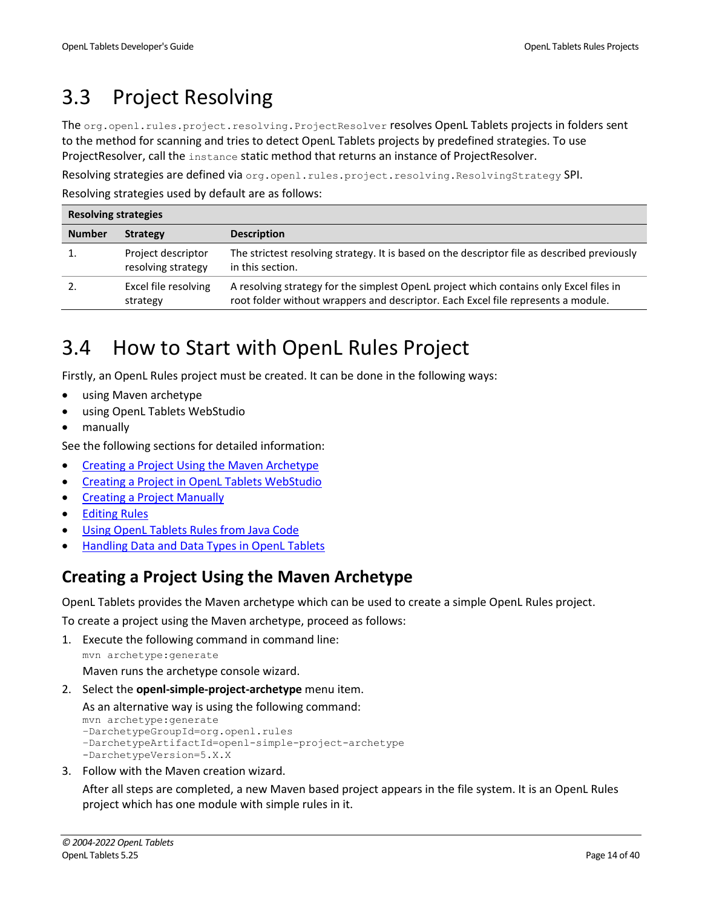# 3.3 Project Resolving

The `org.openl.rules.project.resolving.ProjectResolver` resolves OpenL Tablets projects in folders sent to the method for scanning and tries to detect OpenL Tablets projects by predefined strategies. To use ProjectResolver, call the `instance` static method that returns an instance of ProjectResolver.

Resolving strategies are defined via `org.openl.rules.project.resolving.ResolvingStrategy` SPI.

Resolving strategies used by default are as follows:

| **Resolving strategies** | | |
|---|---|---|
| **Number** | **Strategy** | **Description** |
| 1. | Project descriptor resolving strategy | The strictest resolving strategy. It is based on the descriptor file as described previously in this section. |
| 2. | Excel file resolving strategy | A resolving strategy for the simplest OpenL project which contains only Excel files in root folder without wrappers and descriptor. Each Excel file represents a module. |

# 3.4 How to Start with OpenL Rules Project

Firstly, an OpenL Rules project must be created. It can be done in the following ways:

- using Maven archetype
- using OpenL Tablets WebStudio
- manually

See the following sections for detailed information:

- Creating a Project Using the Maven Archetype
- Creating a Project in OpenL Tablets WebStudio
- Creating a Project Manually
- Editing Rules
- Using OpenL Tablets Rules from Java Code
- Handling Data and Data Types in OpenL Tablets

## Creating a Project Using the Maven Archetype

OpenL Tablets provides the Maven archetype which can be used to create a simple OpenL Rules project.

To create a project using the Maven archetype, proceed as follows:

1. Execute the following command in command line:
   ```
   mvn archetype:generate
   ```
   Maven runs the archetype console wizard.
2. Select the **openl-simple-project-archetype** menu item.

   As an alternative way is using the following command:
   ```
   mvn archetype:generate
   -DarchetypeGroupId=org.openl.rules
   -DarchetypeArtifactId=openl-simple-project-archetype
   -DarchetypeVersion=5.X.X
   ```
3. Follow with the Maven creation wizard.

   After all steps are completed, a new Maven based project appears in the file system. It is an OpenL Rules project which has one module with simple rules in it.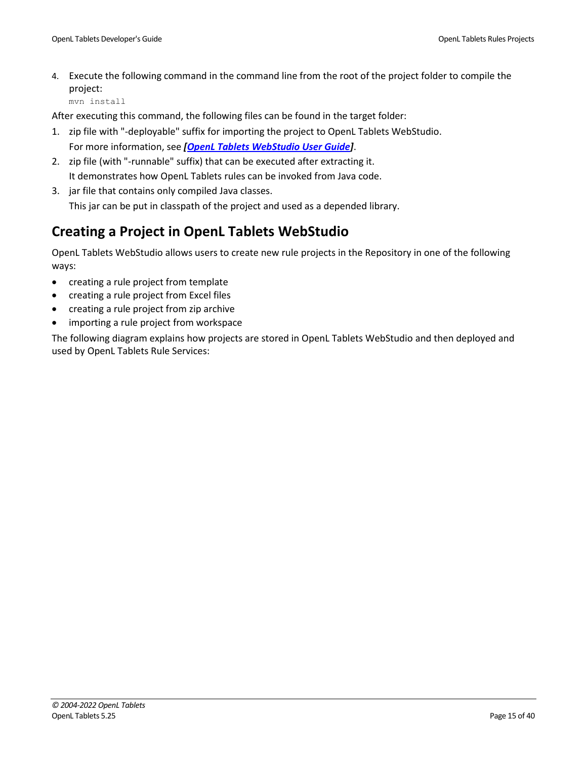4. Execute the following command in the command line from the root of the project folder to compile the project:
   ```
   mvn install
   ```

After executing this command, the following files can be found in the target folder:

1. zip file with "-deployable" suffix for importing the project to OpenL Tablets WebStudio.
   For more information, see ***[OpenL Tablets WebStudio User Guide]***.
2. zip file (with "-runnable" suffix) that can be executed after extracting it.
   It demonstrates how OpenL Tablets rules can be invoked from Java code.
3. jar file that contains only compiled Java classes.
   This jar can be put in classpath of the project and used as a depended library.

## Creating a Project in OpenL Tablets WebStudio

OpenL Tablets WebStudio allows users to create new rule projects in the Repository in one of the following ways:

- creating a rule project from template
- creating a rule project from Excel files
- creating a rule project from zip archive
- importing a rule project from workspace

The following diagram explains how projects are stored in OpenL Tablets WebStudio and then deployed and used by OpenL Tablets Rule Services: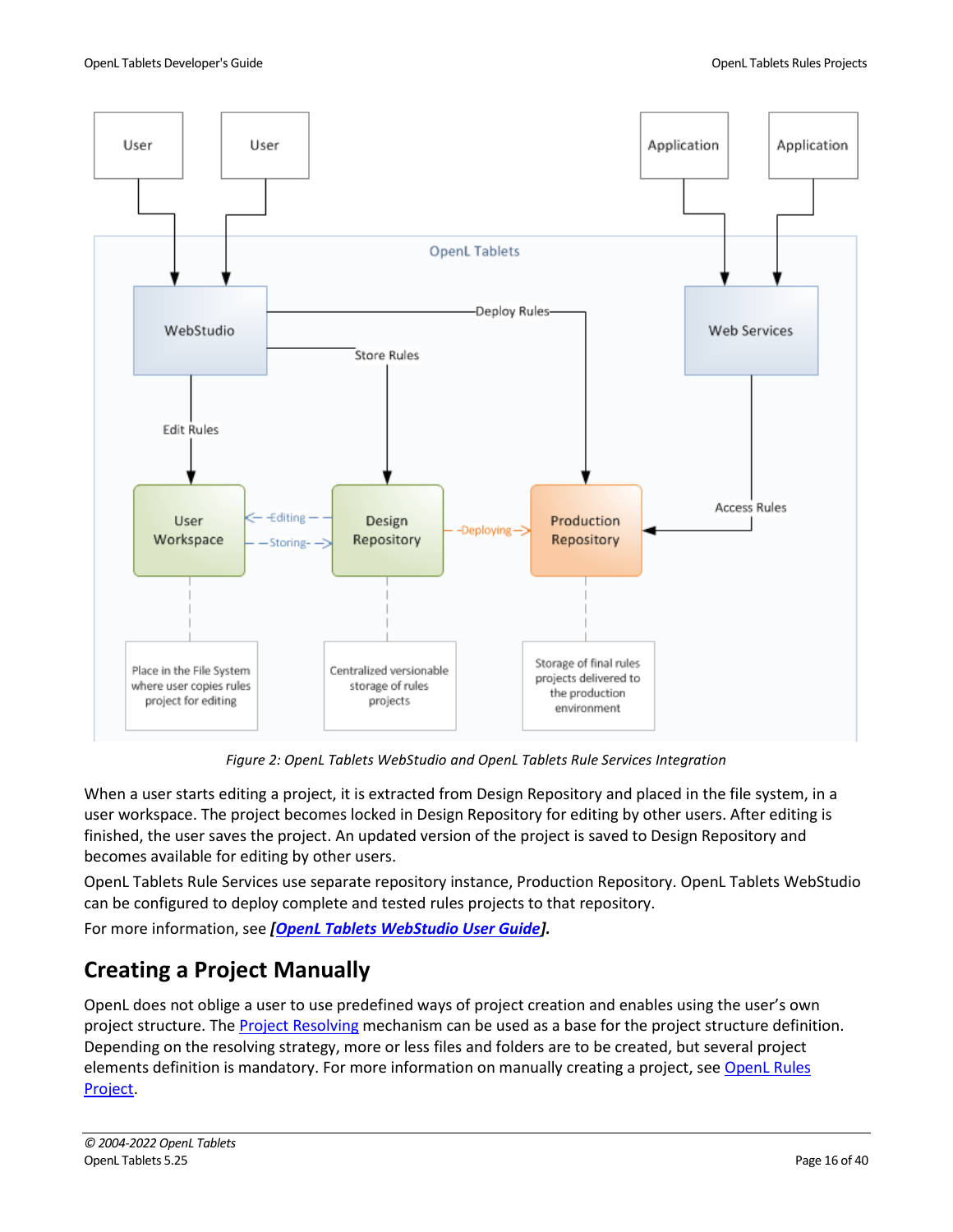Figure 2: OpenL Tablets WebStudio and OpenL Tablets Rule Services Integration

When a user starts editing a project, it is extracted from Design Repository and placed in the file system, in a user workspace. The project becomes locked in Design Repository for editing by other users. After editing is finished, the user saves the project. An updated version of the project is saved to Design Repository and becomes available for editing by other users.

OpenL Tablets Rule Services use separate repository instance, Production Repository. OpenL Tablets WebStudio can be configured to deploy complete and tested rules projects to that repository.

For more information, see ***[OpenL Tablets WebStudio User Guide]***.

## Creating a Project Manually

OpenL does not oblige a user to use predefined ways of project creation and enables using the user's own project structure. The Project Resolving mechanism can be used as a base for the project structure definition. Depending on the resolving strategy, more or less files and folders are to be created, but several project elements definition is mandatory. For more information on manually creating a project, see OpenL Rules Project.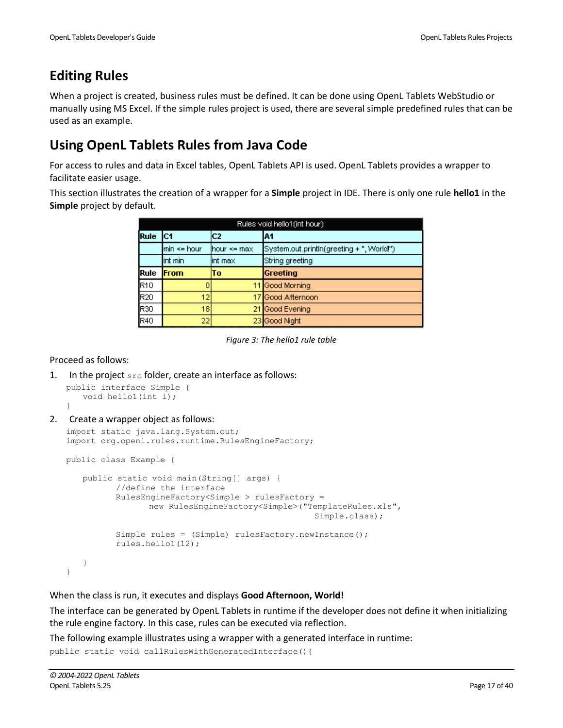## Editing Rules

When a project is created, business rules must be defined. It can be done using OpenL Tablets WebStudio or manually using MS Excel. If the simple rules project is used, there are several simple predefined rules that can be used as an example.

## Using OpenL Tablets Rules from Java Code

For access to rules and data in Excel tables, OpenL Tablets API is used. OpenL Tablets provides a wrapper to facilitate easier usage.

This section illustrates the creation of a wrapper for a **Simple** project in IDE. There is only one rule **hello1** in the **Simple** project by default.

| Rules void hello1(int hour) | | | |
|---|---|---|---|
| Rule | C1 | C2 | A1 |
| | min <= hour | hour <= max | System.out.println(greeting + ", World!") |
| | int min | int max | String greeting |
| Rule | From | To | Greeting |
| R10 | 0 | 11 | Good Morning |
| R20 | 12 | 17 | Good Afternoon |
| R30 | 18 | 21 | Good Evening |
| R40 | 22 | 23 | Good Night |

*Figure 3: The hello1 rule table*

Proceed as follows:

1. In the project `src` folder, create an interface as follows:

```
public interface Simple {
    void hello1(int i);
}
```

2. Create a wrapper object as follows:

```
import static java.lang.System.out;
import org.openl.rules.runtime.RulesEngineFactory;

public class Example {

    public static void main(String[] args) {
          //define the interface
          RulesEngineFactory<Simple > rulesFactory =
                new RulesEngineFactory<Simple>("TemplateRules.xls",
                                                    Simple.class);

          Simple rules = (Simple) rulesFactory.newInstance();
          rules.hello1(12);

    }
}
```

When the class is run, it executes and displays **Good Afternoon, World!**

The interface can be generated by OpenL Tablets in runtime if the developer does not define it when initializing the rule engine factory. In this case, rules can be executed via reflection.

The following example illustrates using a wrapper with a generated interface in runtime:

```
public static void callRulesWithGeneratedInterface(){
```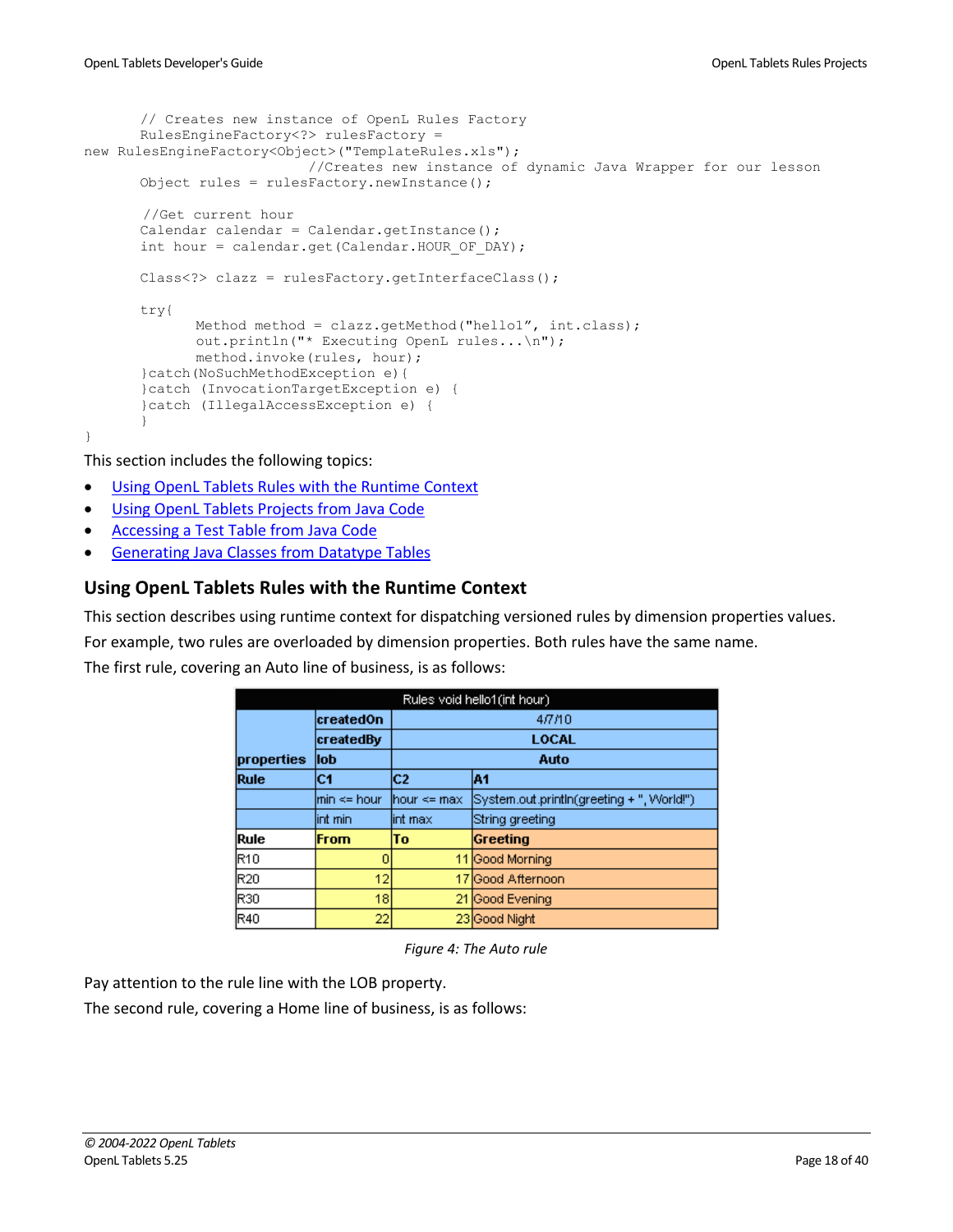```
        // Creates new instance of OpenL Rules Factory
        RulesEngineFactory<?> rulesFactory =
new RulesEngineFactory<Object>("TemplateRules.xls");
                                //Creates new instance of dynamic Java Wrapper for our lesson
        Object rules = rulesFactory.newInstance();

        //Get current hour
        Calendar calendar = Calendar.getInstance();
        int hour = calendar.get(Calendar.HOUR_OF_DAY);

        Class<?> clazz = rulesFactory.getInterfaceClass();

        try{
                Method method = clazz.getMethod("hello1", int.class);
                out.println("* Executing OpenL rules...\n");
                method.invoke(rules, hour);
        }catch(NoSuchMethodException e){
        }catch (InvocationTargetException e) {
        }catch (IllegalAccessException e) {
        }
}
```

This section includes the following topics:

- Using OpenL Tablets Rules with the Runtime Context
- Using OpenL Tablets Projects from Java Code
- Accessing a Test Table from Java Code
- Generating Java Classes from Datatype Tables

## Using OpenL Tablets Rules with the Runtime Context

This section describes using runtime context for dispatching versioned rules by dimension properties values.

For example, two rules are overloaded by dimension properties. Both rules have the same name.

The first rule, covering an Auto line of business, is as follows:

| Rules void hello1(int hour) | | | |
|---|---|---|---|
| properties | createdOn | 4/7/10 | |
| | createdBy | LOCAL | |
| | lob | Auto | |
| Rule | C1 | C2 | A1 |
| | min <= hour | hour <= max | System.out.println(greeting + ", World!") |
| | int min | int max | String greeting |
| Rule | From | To | Greeting |
| R10 | 0 | 11 | Good Morning |
| R20 | 12 | 17 | Good Afternoon |
| R30 | 18 | 21 | Good Evening |
| R40 | 22 | 23 | Good Night |

*Figure 4: The Auto rule*

Pay attention to the rule line with the LOB property.

The second rule, covering a Home line of business, is as follows: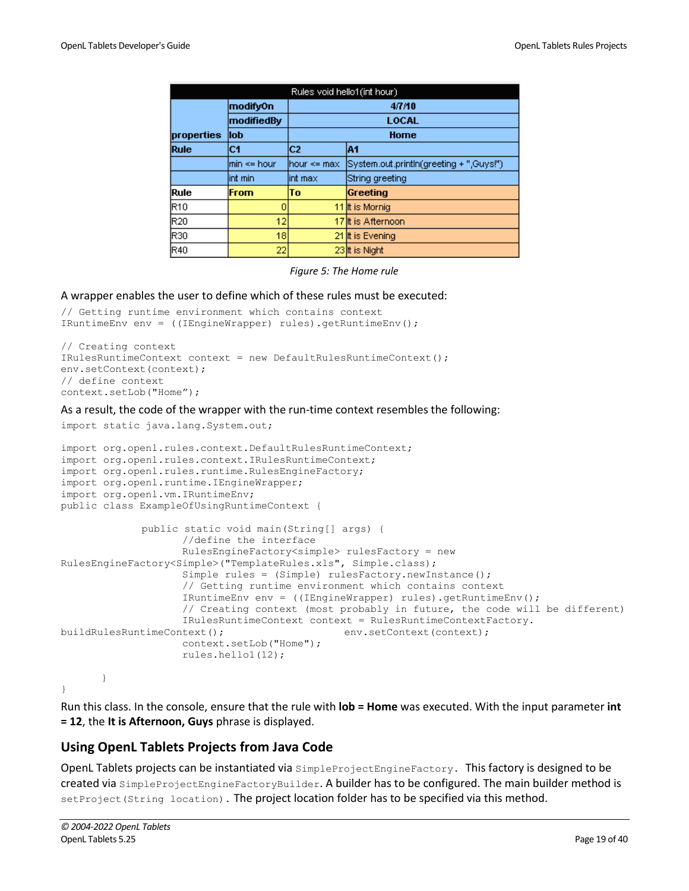| Rules void hello1(int hour) | | | |
|---|---|---|---|
| properties | modifyOn | 4/7/10 | |
| | modifiedBy | LOCAL | |
| | lob | Home | |
| Rule | C1 | C2 | A1 |
| | min <= hour | hour <= max | System.out.println(greeting + ",Guys!") |
| | int min | int max | String greeting |
| Rule | From | To | Greeting |
| R10 | 0 | 11 | It is Mornig |
| R20 | 12 | 17 | It is Afternoon |
| R30 | 18 | 21 | It is Evening |
| R40 | 22 | 23 | It is Night |

*Figure 5: The Home rule*

A wrapper enables the user to define which of these rules must be executed:

```
// Getting runtime environment which contains context
IRuntimeEnv env = ((IEngineWrapper) rules).getRuntimeEnv();

// Creating context
IRulesRuntimeContext context = new DefaultRulesRuntimeContext();
env.setContext(context);
// define context
context.setLob("Home");
```

As a result, the code of the wrapper with the run-time context resembles the following:

```
import static java.lang.System.out;

import org.openl.rules.context.DefaultRulesRuntimeContext;
import org.openl.rules.context.IRulesRuntimeContext;
import org.openl.rules.runtime.RulesEngineFactory;
import org.openl.runtime.IEngineWrapper;
import org.openl.vm.IRuntimeEnv;
public class ExampleOfUsingRuntimeContext {

              public static void main(String[] args) {
                     //define the interface
                     RulesEngineFactory<simple> rulesFactory = new
RulesEngineFactory<Simple>("TemplateRules.xls", Simple.class);
                     Simple rules = (Simple) rulesFactory.newInstance();
                     // Getting runtime environment which contains context
                     IRuntimeEnv env = ((IEngineWrapper) rules).getRuntimeEnv();
                     // Creating context (most probably in future, the code will be different)
                     IRulesRuntimeContext context = RulesRuntimeContextFactory.
buildRulesRuntimeContext();                    env.setContext(context);
                     context.setLob("Home");
                     rules.hello1(12);

       }
}
```

Run this class. In the console, ensure that the rule with **lob = Home** was executed. With the input parameter **int = 12**, the **It is Afternoon, Guys** phrase is displayed.

## Using OpenL Tablets Projects from Java Code

OpenL Tablets projects can be instantiated via `SimpleProjectEngineFactory`. This factory is designed to be created via `SimpleProjectEngineFactoryBuilder`. A builder has to be configured. The main builder method is `setProject(String location)`. The project location folder has to be specified via this method.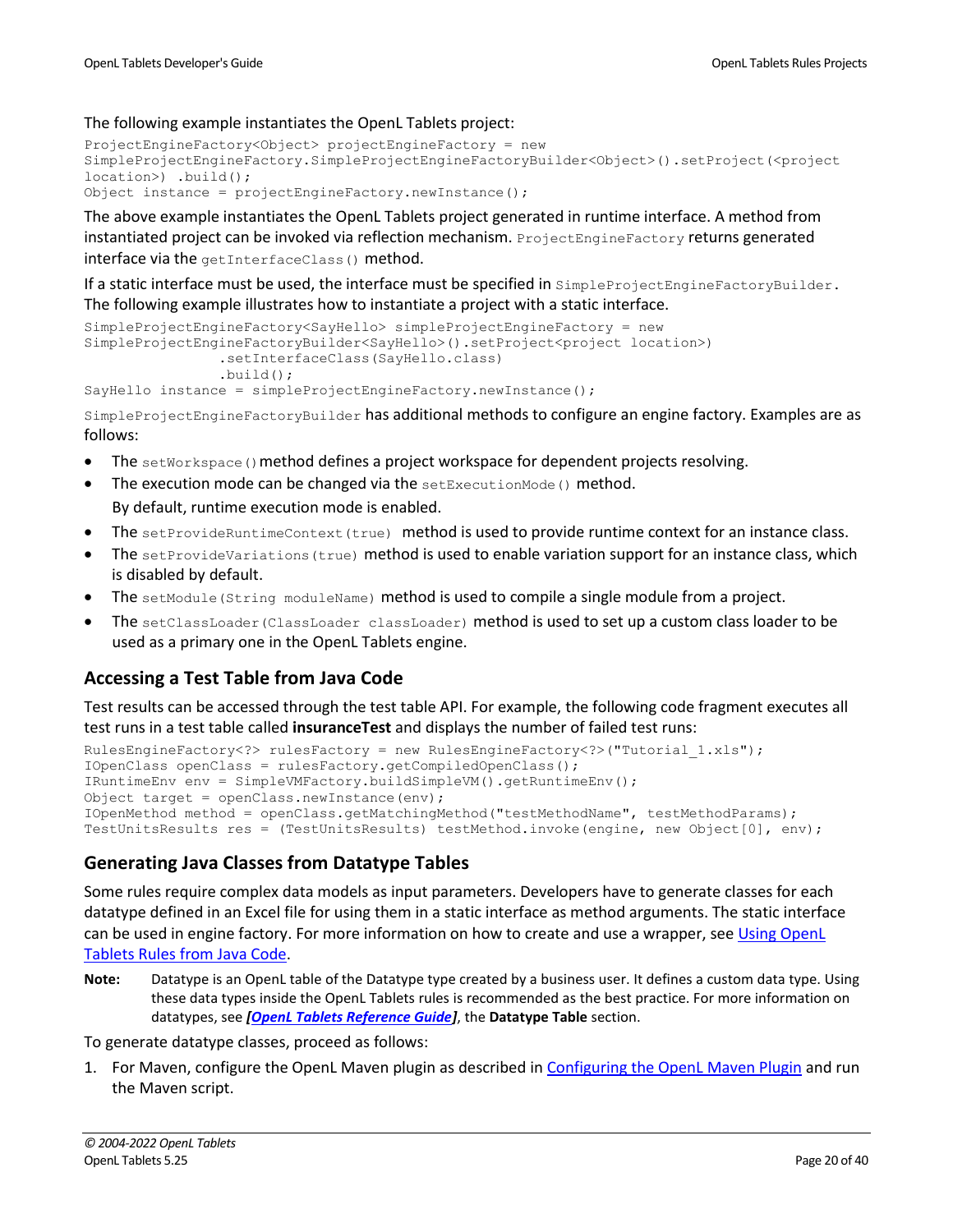The following example instantiates the OpenL Tablets project:

```
ProjectEngineFactory<Object> projectEngineFactory = new
SimpleProjectEngineFactory.SimpleProjectEngineFactoryBuilder<Object>().setProject(<project
location>) .build();
Object instance = projectEngineFactory.newInstance();
```

The above example instantiates the OpenL Tablets project generated in runtime interface. A method from instantiated project can be invoked via reflection mechanism. `ProjectEngineFactory` returns generated interface via the `getInterfaceClass()` method.

If a static interface must be used, the interface must be specified in `SimpleProjectEngineFactoryBuilder`. The following example illustrates how to instantiate a project with a static interface.

```
SimpleProjectEngineFactory<SayHello> simpleProjectEngineFactory = new
SimpleProjectEngineFactoryBuilder<SayHello>().setProject<project location>)
                .setInterfaceClass(SayHello.class)
                .build();
SayHello instance = simpleProjectEngineFactory.newInstance();
```

`SimpleProjectEngineFactoryBuilder` has additional methods to configure an engine factory. Examples are as follows:

- The `setWorkspace()` method defines a project workspace for dependent projects resolving.
- The execution mode can be changed via the `setExecutionMode()` method.
  By default, runtime execution mode is enabled.
- The `setProvideRuntimeContext(true)` method is used to provide runtime context for an instance class.
- The `setProvideVariations(true)` method is used to enable variation support for an instance class, which is disabled by default.
- The `setModule(String moduleName)` method is used to compile a single module from a project.
- The `setClassLoader(ClassLoader classLoader)` method is used to set up a custom class loader to be used as a primary one in the OpenL Tablets engine.

## Accessing a Test Table from Java Code

Test results can be accessed through the test table API. For example, the following code fragment executes all test runs in a test table called **insuranceTest** and displays the number of failed test runs:

```
RulesEngineFactory<?> rulesFactory = new RulesEngineFactory<?>("Tutorial_1.xls");
IOpenClass openClass = rulesFactory.getCompiledOpenClass();
IRuntimeEnv env = SimpleVMFactory.buildSimpleVM().getRuntimeEnv();
Object target = openClass.newInstance(env);
IOpenMethod method = openClass.getMatchingMethod("testMethodName", testMethodParams);
TestUnitsResults res = (TestUnitsResults) testMethod.invoke(engine, new Object[0], env);
```

## Generating Java Classes from Datatype Tables

Some rules require complex data models as input parameters. Developers have to generate classes for each datatype defined in an Excel file for using them in a static interface as method arguments. The static interface can be used in engine factory. For more information on how to create and use a wrapper, see Using OpenL Tablets Rules from Java Code.

**Note:** Datatype is an OpenL table of the Datatype type created by a business user. It defines a custom data type. Using these data types inside the OpenL Tablets rules is recommended as the best practice. For more information on datatypes, see ***[OpenL Tablets Reference Guide]***, the **Datatype Table** section.

To generate datatype classes, proceed as follows:

1. For Maven, configure the OpenL Maven plugin as described in Configuring the OpenL Maven Plugin and run the Maven script.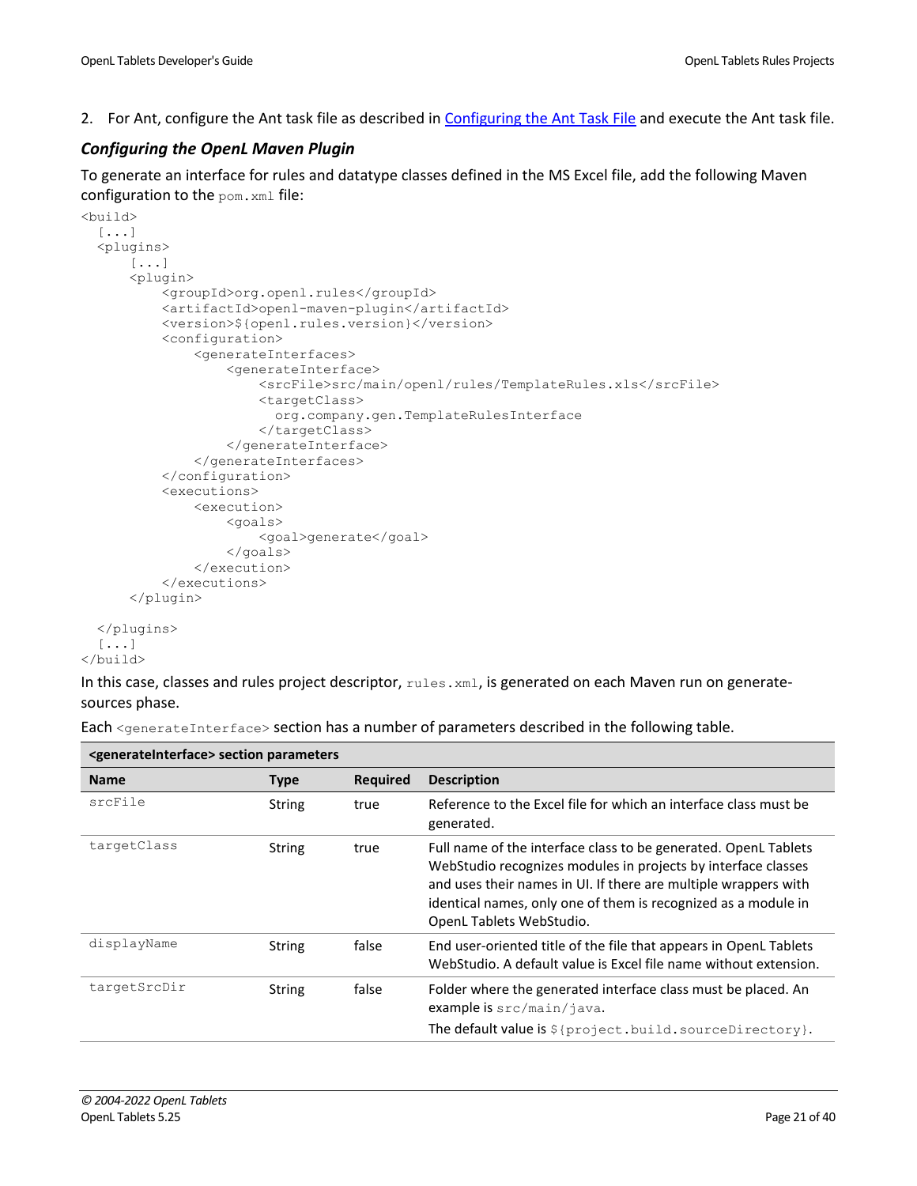2. For Ant, configure the Ant task file as described in Configuring the Ant Task File and execute the Ant task file.

### *Configuring the OpenL Maven Plugin*

To generate an interface for rules and datatype classes defined in the MS Excel file, add the following Maven configuration to the `pom.xml` file:

```
<build>
  [...]
  <plugins>
      [...]
      <plugin>
          <groupId>org.openl.rules</groupId>
          <artifactId>openl-maven-plugin</artifactId>
          <version>${openl.rules.version}</version>
          <configuration>
              <generateInterfaces>
                  <generateInterface>
                      <srcFile>src/main/openl/rules/TemplateRules.xls</srcFile>
                      <targetClass>
                        org.company.gen.TemplateRulesInterface
                      </targetClass>
                  </generateInterface>
              </generateInterfaces>
          </configuration>
          <executions>
              <execution>
                  <goals>
                      <goal>generate</goal>
                  </goals>
              </execution>
          </executions>
      </plugin>

  </plugins>
  [...]
</build>
```

In this case, classes and rules project descriptor, `rules.xml`, is generated on each Maven run on generate-sources phase.

Each `<generateInterface>` section has a number of parameters described in the following table.

| **<generateInterface> section parameters** | | | |
|---|---|---|---|
| **Name** | **Type** | **Required** | **Description** |
| `srcFile` | String | true | Reference to the Excel file for which an interface class must be generated. |
| `targetClass` | String | true | Full name of the interface class to be generated. OpenL Tablets WebStudio recognizes modules in projects by interface classes and uses their names in UI. If there are multiple wrappers with identical names, only one of them is recognized as a module in OpenL Tablets WebStudio. |
| `displayName` | String | false | End user-oriented title of the file that appears in OpenL Tablets WebStudio. A default value is Excel file name without extension. |
| `targetSrcDir` | String | false | Folder where the generated interface class must be placed. An example is `src/main/java`. The default value is `${project.build.sourceDirectory}`. |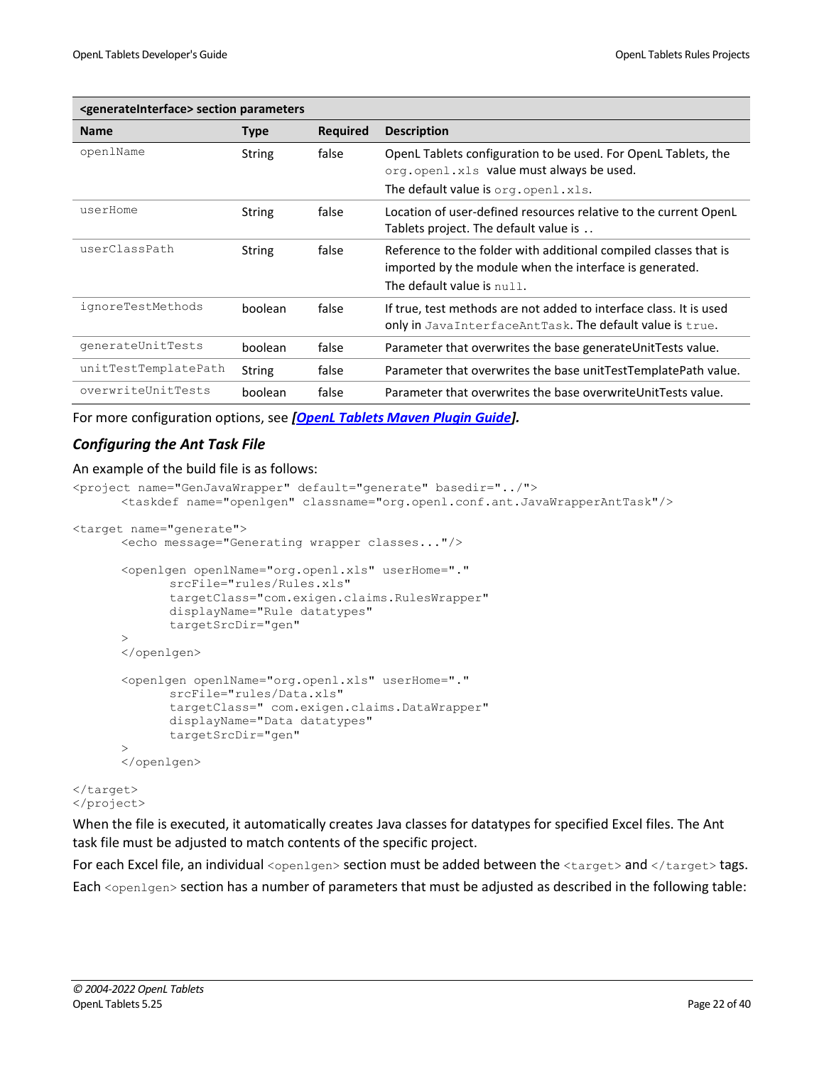| <generateInterface> section parameters | | | |
|---|---|---|---|
| **Name** | **Type** | **Required** | **Description** |
| `openlName` | String | false | OpenL Tablets configuration to be used. For OpenL Tablets, the `org.openl.xls` value must always be used.<br>The default value is `org.openl.xls`. |
| `userHome` | String | false | Location of user-defined resources relative to the current OpenL Tablets project. The default value is `.`. |
| `userClassPath` | String | false | Reference to the folder with additional compiled classes that is imported by the module when the interface is generated.<br>The default value is `null`. |
| `ignoreTestMethods` | boolean | false | If true, test methods are not added to interface class. It is used only in `JavaInterfaceAntTask`. The default value is `true`. |
| `generateUnitTests` | boolean | false | Parameter that overwrites the base generateUnitTests value. |
| `unitTestTemplatePath` | String | false | Parameter that overwrites the base unitTestTemplatePath value. |
| `overwriteUnitTests` | boolean | false | Parameter that overwrites the base overwriteUnitTests value. |

For more configuration options, see ***[OpenL Tablets Maven Plugin Guide].***

### *Configuring the Ant Task File*

An example of the build file is as follows:

```
<project name="GenJavaWrapper" default="generate" basedir="../">
       <taskdef name="openlgen" classname="org.openl.conf.ant.JavaWrapperAntTask"/>

<target name="generate">
       <echo message="Generating wrapper classes..."/>

       <openlgen openlName="org.openl.xls" userHome="."
              srcFile="rules/Rules.xls"
              targetClass="com.exigen.claims.RulesWrapper"
              displayName="Rule datatypes"
              targetSrcDir="gen"
       >
       </openlgen>

       <openlgen openlName="org.openl.xls" userHome="."
              srcFile="rules/Data.xls"
              targetClass=" com.exigen.claims.DataWrapper"
              displayName="Data datatypes"
              targetSrcDir="gen"
       >
       </openlgen>

</target>
</project>
```

When the file is executed, it automatically creates Java classes for datatypes for specified Excel files. The Ant task file must be adjusted to match contents of the specific project.

For each Excel file, an individual `<openlgen>` section must be added between the `<target>` and `</target>` tags.

Each `<openlgen>` section has a number of parameters that must be adjusted as described in the following table: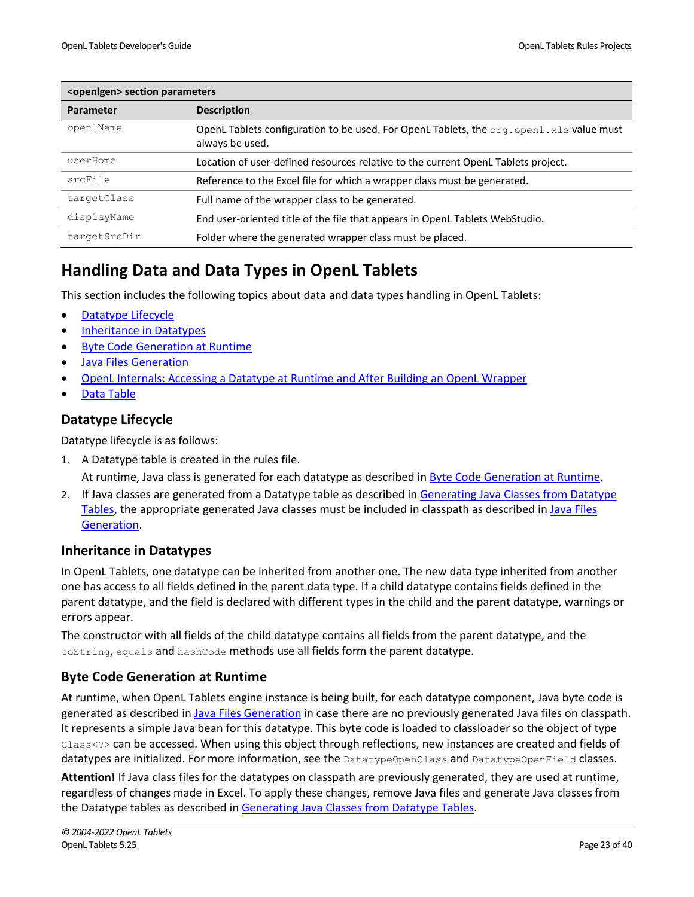| <openlgen> section parameters | |
|---|---|
| **Parameter** | **Description** |
| `openlName` | OpenL Tablets configuration to be used. For OpenL Tablets, the `org.openl.xls` value must always be used. |
| `userHome` | Location of user-defined resources relative to the current OpenL Tablets project. |
| `srcFile` | Reference to the Excel file for which a wrapper class must be generated. |
| `targetClass` | Full name of the wrapper class to be generated. |
| `displayName` | End user-oriented title of the file that appears in OpenL Tablets WebStudio. |
| `targetSrcDir` | Folder where the generated wrapper class must be placed. |

# Handling Data and Data Types in OpenL Tablets

This section includes the following topics about data and data types handling in OpenL Tablets:

- Datatype Lifecycle
- Inheritance in Datatypes
- Byte Code Generation at Runtime
- Java Files Generation
- OpenL Internals: Accessing a Datatype at Runtime and After Building an OpenL Wrapper
- Data Table

## Datatype Lifecycle

Datatype lifecycle is as follows:

1. A Datatype table is created in the rules file.

   At runtime, Java class is generated for each datatype as described in Byte Code Generation at Runtime.
2. If Java classes are generated from a Datatype table as described in Generating Java Classes from Datatype Tables, the appropriate generated Java classes must be included in classpath as described in Java Files Generation.

## Inheritance in Datatypes

In OpenL Tablets, one datatype can be inherited from another one. The new data type inherited from another one has access to all fields defined in the parent data type. If a child datatype contains fields defined in the parent datatype, and the field is declared with different types in the child and the parent datatype, warnings or errors appear.

The constructor with all fields of the child datatype contains all fields from the parent datatype, and the `toString`, `equals` and `hashCode` methods use all fields form the parent datatype.

## Byte Code Generation at Runtime

At runtime, when OpenL Tablets engine instance is being built, for each datatype component, Java byte code is generated as described in Java Files Generation in case there are no previously generated Java files on classpath. It represents a simple Java bean for this datatype. This byte code is loaded to classloader so the object of type `Class<?>` can be accessed. When using this object through reflections, new instances are created and fields of datatypes are initialized. For more information, see the `DatatypeOpenClass` and `DatatypeOpenField` classes.

**Attention!** If Java class files for the datatypes on classpath are previously generated, they are used at runtime, regardless of changes made in Excel. To apply these changes, remove Java files and generate Java classes from the Datatype tables as described in Generating Java Classes from Datatype Tables.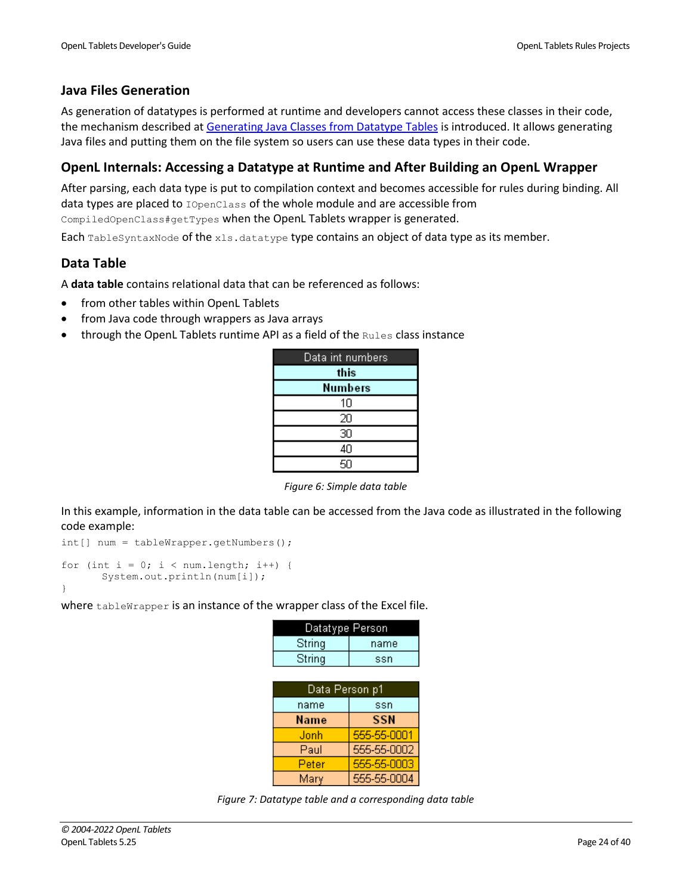## Java Files Generation

As generation of datatypes is performed at runtime and developers cannot access these classes in their code, the mechanism described at Generating Java Classes from Datatype Tables is introduced. It allows generating Java files and putting them on the file system so users can use these data types in their code.

## OpenL Internals: Accessing a Datatype at Runtime and After Building an OpenL Wrapper

After parsing, each data type is put to compilation context and becomes accessible for rules during binding. All data types are placed to `IOpenClass` of the whole module and are accessible from `CompiledOpenClass#getTypes` when the OpenL Tablets wrapper is generated.

Each `TableSyntaxNode` of the `xls.datatype` type contains an object of data type as its member.

## Data Table

A **data table** contains relational data that can be referenced as follows:

- from other tables within OpenL Tablets
- from Java code through wrappers as Java arrays
- through the OpenL Tablets runtime API as a field of the `Rules` class instance

| Data int numbers |
|---|
| this |
| **Numbers** |
| 10 |
| 20 |
| 30 |
| 40 |
| 50 |

*Figure 6: Simple data table*

In this example, information in the data table can be accessed from the Java code as illustrated in the following code example:

```
int[] num = tableWrapper.getNumbers();

for (int i = 0; i < num.length; i++) {
       System.out.println(num[i]);
}
```

where `tableWrapper` is an instance of the wrapper class of the Excel file.

| Datatype Person | |
|---|---|
| String | name |
| String | ssn |

| Data Person p1 | |
|---|---|
| name | ssn |
| **Name** | **SSN** |
| Jonh | 555-55-0001 |
| Paul | 555-55-0002 |
| Peter | 555-55-0003 |
| Mary | 555-55-0004 |

*Figure 7: Datatype table and a corresponding data table*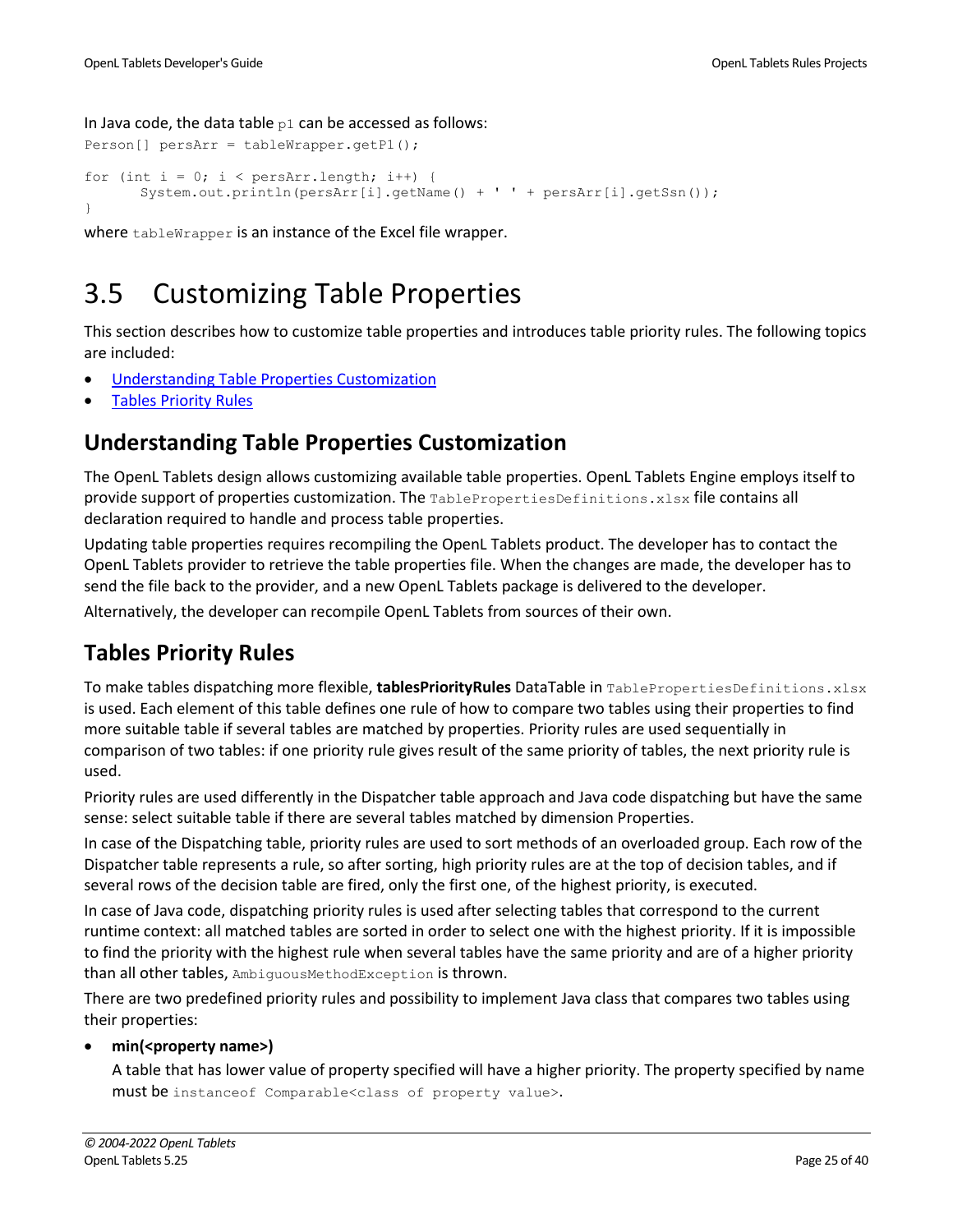In Java code, the data table `p1` can be accessed as follows:

```
Person[] persArr = tableWrapper.getP1();

for (int i = 0; i < persArr.length; i++) {
      System.out.println(persArr[i].getName() + ' ' + persArr[i].getSsn());
}
```

where `tableWrapper` is an instance of the Excel file wrapper.

# 3.5 Customizing Table Properties

This section describes how to customize table properties and introduces table priority rules. The following topics are included:

- Understanding Table Properties Customization
- Tables Priority Rules

## Understanding Table Properties Customization

The OpenL Tablets design allows customizing available table properties. OpenL Tablets Engine employs itself to provide support of properties customization. The `TablePropertiesDefinitions.xlsx` file contains all declaration required to handle and process table properties.

Updating table properties requires recompiling the OpenL Tablets product. The developer has to contact the OpenL Tablets provider to retrieve the table properties file. When the changes are made, the developer has to send the file back to the provider, and a new OpenL Tablets package is delivered to the developer.

Alternatively, the developer can recompile OpenL Tablets from sources of their own.

## Tables Priority Rules

To make tables dispatching more flexible, **tablesPriorityRules** DataTable in `TablePropertiesDefinitions.xlsx` is used. Each element of this table defines one rule of how to compare two tables using their properties to find more suitable table if several tables are matched by properties. Priority rules are used sequentially in comparison of two tables: if one priority rule gives result of the same priority of tables, the next priority rule is used.

Priority rules are used differently in the Dispatcher table approach and Java code dispatching but have the same sense: select suitable table if there are several tables matched by dimension Properties.

In case of the Dispatching table, priority rules are used to sort methods of an overloaded group. Each row of the Dispatcher table represents a rule, so after sorting, high priority rules are at the top of decision tables, and if several rows of the decision table are fired, only the first one, of the highest priority, is executed.

In case of Java code, dispatching priority rules is used after selecting tables that correspond to the current runtime context: all matched tables are sorted in order to select one with the highest priority. If it is impossible to find the priority with the highest rule when several tables have the same priority and are of a higher priority than all other tables, `AmbiguousMethodException` is thrown.

There are two predefined priority rules and possibility to implement Java class that compares two tables using their properties:

- **min(<property name>)**

  A table that has lower value of property specified will have a higher priority. The property specified by name must be `instanceof Comparable<class of property value>`.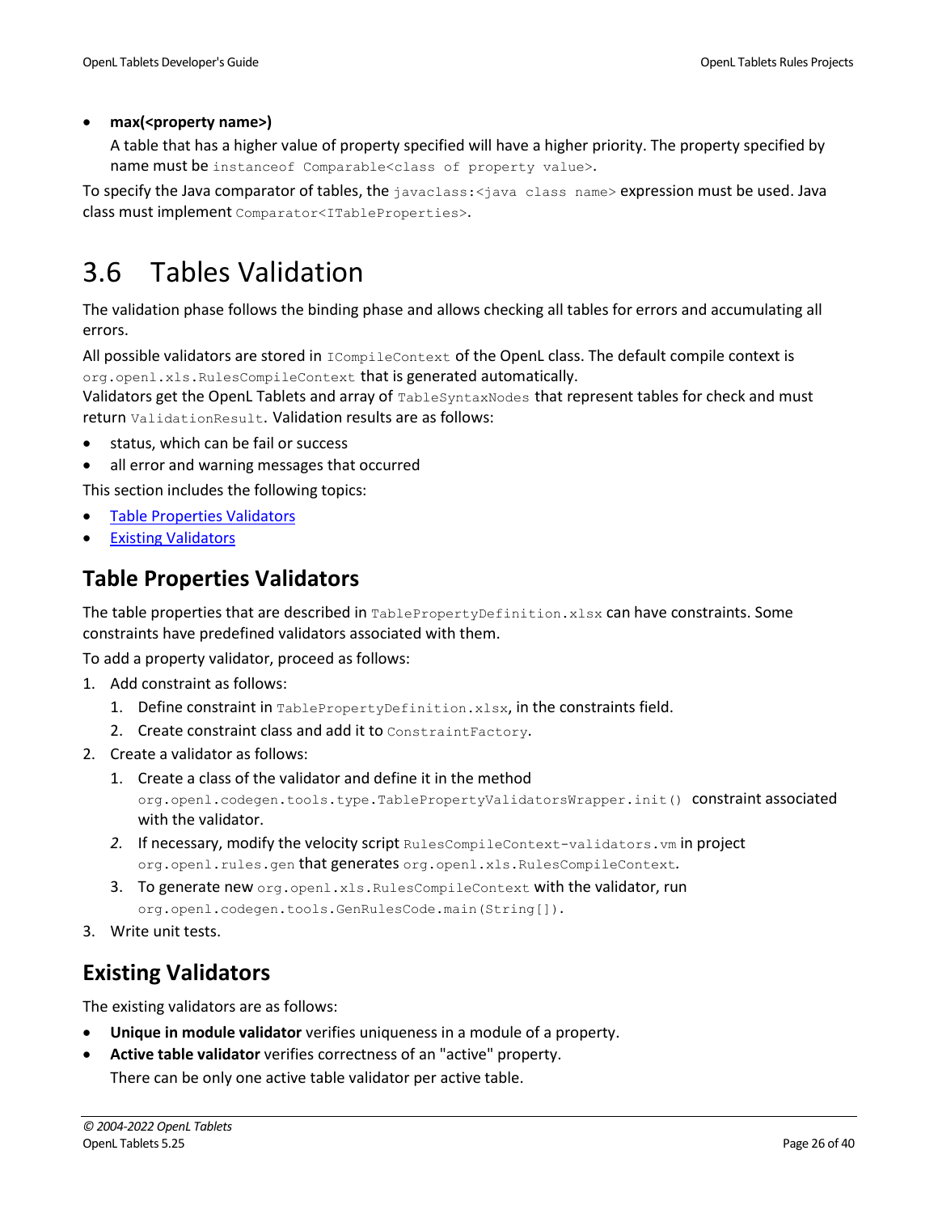- **max(<property name>)**

  A table that has a higher value of property specified will have a higher priority. The property specified by name must be `instanceof Comparable<class of property value>`.

To specify the Java comparator of tables, the `javaclass:<java class name>` expression must be used. Java class must implement `Comparator<ITableProperties>`.

# 3.6 Tables Validation

The validation phase follows the binding phase and allows checking all tables for errors and accumulating all errors.

All possible validators are stored in `ICompileContext` of the OpenL class. The default compile context is `org.openl.xls.RulesCompileContext` that is generated automatically.
Validators get the OpenL Tablets and array of `TableSyntaxNodes` that represent tables for check and must return `ValidationResult`. Validation results are as follows:

- status, which can be fail or success
- all error and warning messages that occurred

This section includes the following topics:

- Table Properties Validators
- Existing Validators

## Table Properties Validators

The table properties that are described in `TablePropertyDefinition.xlsx` can have constraints. Some constraints have predefined validators associated with them.

To add a property validator, proceed as follows:

1. Add constraint as follows:
   1. Define constraint in `TablePropertyDefinition.xlsx`, in the constraints field.
   2. Create constraint class and add it to `ConstraintFactory`.
2. Create a validator as follows:
   1. Create a class of the validator and define it in the method `org.openl.codegen.tools.type.TablePropertyValidatorsWrapper.init()` constraint associated with the validator.
   2. If necessary, modify the velocity script `RulesCompileContext-validators.vm` in project `org.openl.rules.gen` that generates `org.openl.xls.RulesCompileContext`.
   3. To generate new `org.openl.xls.RulesCompileContext` with the validator, run `org.openl.codegen.tools.GenRulesCode.main(String[])`.
3. Write unit tests.

## Existing Validators

The existing validators are as follows:

- **Unique in module validator** verifies uniqueness in a module of a property.
- **Active table validator** verifies correctness of an "active" property.

  There can be only one active table validator per active table.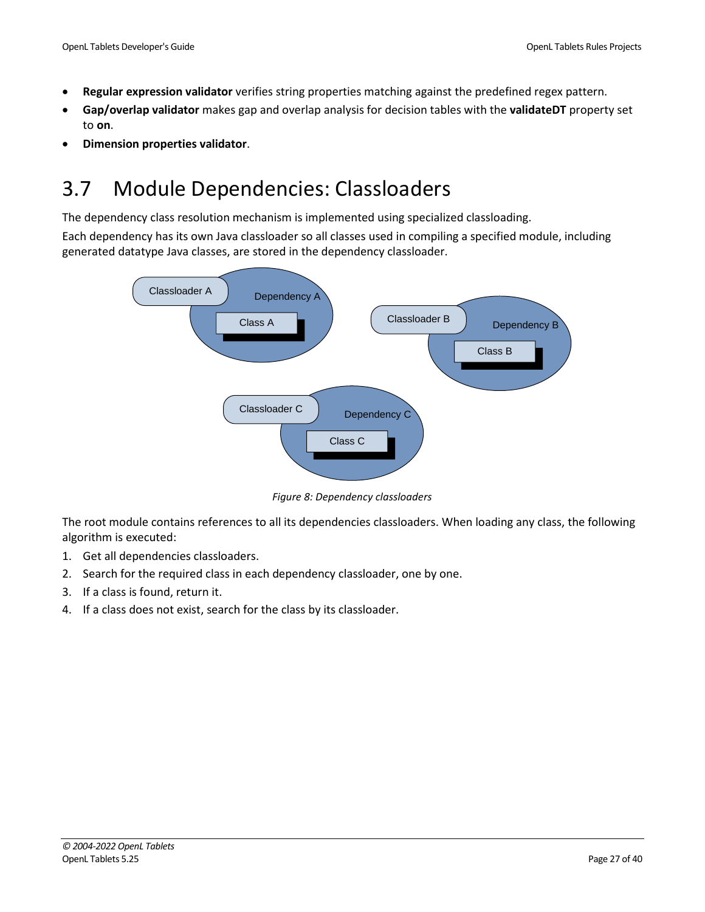- **Regular expression validator** verifies string properties matching against the predefined regex pattern.
- **Gap/overlap validator** makes gap and overlap analysis for decision tables with the **validateDT** property set to **on**.
- **Dimension properties validator**.

## 3.7 Module Dependencies: Classloaders

The dependency class resolution mechanism is implemented using specialized classloading.

Each dependency has its own Java classloader so all classes used in compiling a specified module, including generated datatype Java classes, are stored in the dependency classloader.

*Figure 8: Dependency classloaders*

The root module contains references to all its dependencies classloaders. When loading any class, the following algorithm is executed:

1. Get all dependencies classloaders.
2. Search for the required class in each dependency classloader, one by one.
3. If a class is found, return it.
4. If a class does not exist, search for the class by its classloader.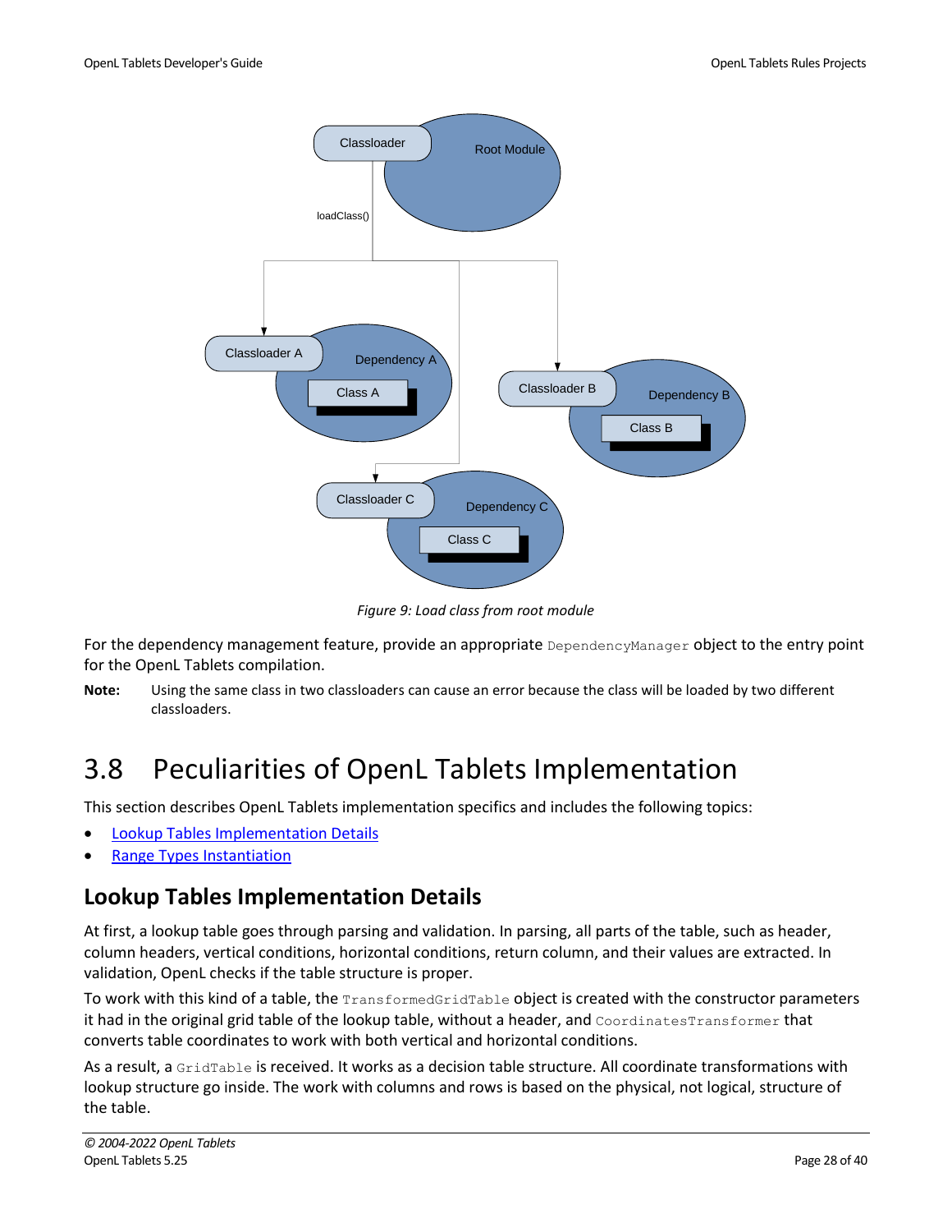*Figure 9: Load class from root module*

For the dependency management feature, provide an appropriate `DependencyManager` object to the entry point for the OpenL Tablets compilation.

**Note:** Using the same class in two classloaders can cause an error because the class will be loaded by two different classloaders.

# 3.8 Peculiarities of OpenL Tablets Implementation

This section describes OpenL Tablets implementation specifics and includes the following topics:

- Lookup Tables Implementation Details
- Range Types Instantiation

## Lookup Tables Implementation Details

At first, a lookup table goes through parsing and validation. In parsing, all parts of the table, such as header, column headers, vertical conditions, horizontal conditions, return column, and their values are extracted. In validation, OpenL checks if the table structure is proper.

To work with this kind of a table, the `TransformedGridTable` object is created with the constructor parameters it had in the original grid table of the lookup table, without a header, and `CoordinatesTransformer` that converts table coordinates to work with both vertical and horizontal conditions.

As a result, a `GridTable` is received. It works as a decision table structure. All coordinate transformations with lookup structure go inside. The work with columns and rows is based on the physical, not logical, structure of the table.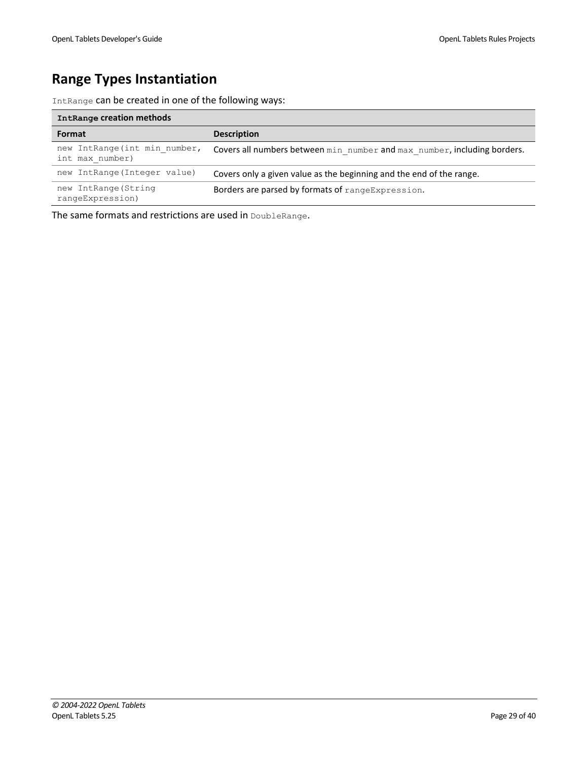# Range Types Instantiation

`IntRange` can be created in one of the following ways:

| **`IntRange` creation methods** | |
|---|---|
| **Format** | **Description** |
| `new IntRange(int min_number, int max_number)` | Covers all numbers between `min_number` and `max_number`, including borders. |
| `new IntRange(Integer value)` | Covers only a given value as the beginning and the end of the range. |
| `new IntRange(String rangeExpression)` | Borders are parsed by formats of `rangeExpression`. |

The same formats and restrictions are used in `DoubleRange`.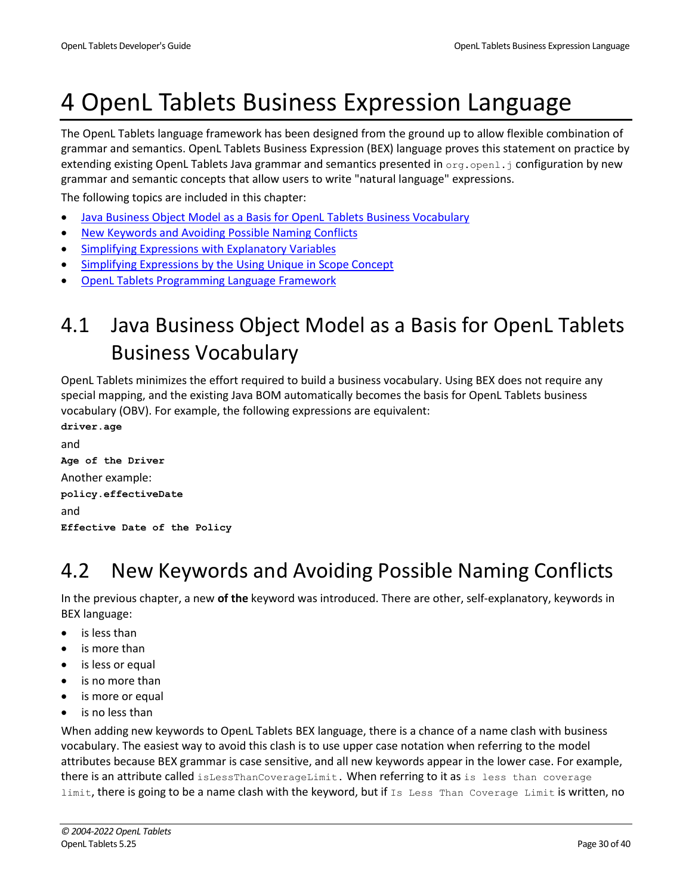# 4 OpenL Tablets Business Expression Language

The OpenL Tablets language framework has been designed from the ground up to allow flexible combination of grammar and semantics. OpenL Tablets Business Expression (BEX) language proves this statement on practice by extending existing OpenL Tablets Java grammar and semantics presented in `org.openl.j` configuration by new grammar and semantic concepts that allow users to write "natural language" expressions.

The following topics are included in this chapter:

- Java Business Object Model as a Basis for OpenL Tablets Business Vocabulary
- New Keywords and Avoiding Possible Naming Conflicts
- Simplifying Expressions with Explanatory Variables
- Simplifying Expressions by the Using Unique in Scope Concept
- OpenL Tablets Programming Language Framework

## 4.1 Java Business Object Model as a Basis for OpenL Tablets Business Vocabulary

OpenL Tablets minimizes the effort required to build a business vocabulary. Using BEX does not require any special mapping, and the existing Java BOM automatically becomes the basis for OpenL Tablets business vocabulary (OBV). For example, the following expressions are equivalent:

**`driver.age`**

and

**`Age of the Driver`**

Another example:

**`policy.effectiveDate`**

and

**`Effective Date of the Policy`**

## 4.2 New Keywords and Avoiding Possible Naming Conflicts

In the previous chapter, a new **of the** keyword was introduced. There are other, self-explanatory, keywords in BEX language:

- is less than
- is more than
- is less or equal
- is no more than
- is more or equal
- is no less than

When adding new keywords to OpenL Tablets BEX language, there is a chance of a name clash with business vocabulary. The easiest way to avoid this clash is to use upper case notation when referring to the model attributes because BEX grammar is case sensitive, and all new keywords appear in the lower case. For example, there is an attribute called `isLessThanCoverageLimit`. When referring to it as `is less than coverage limit`, there is going to be a name clash with the keyword, but if `Is Less Than Coverage Limit` is written, no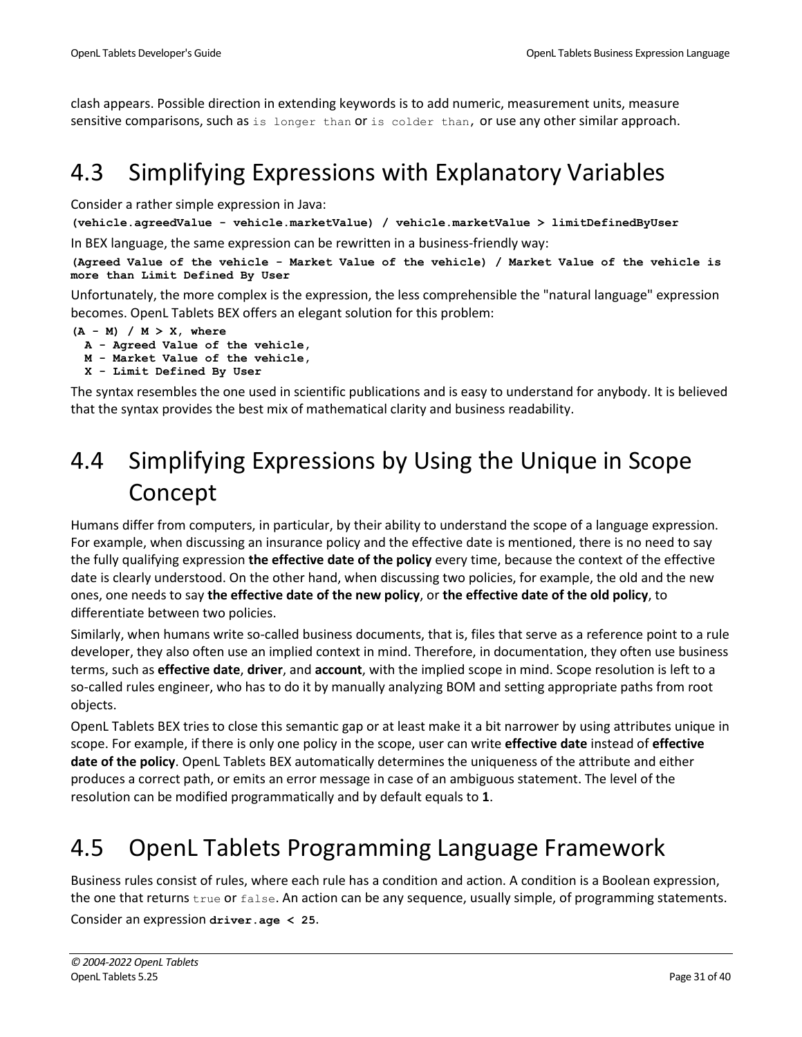clash appears. Possible direction in extending keywords is to add numeric, measurement units, measure sensitive comparisons, such as `is longer than` or `is colder than`, or use any other similar approach.

## 4.3 Simplifying Expressions with Explanatory Variables

Consider a rather simple expression in Java:

```
(vehicle.agreedValue - vehicle.marketValue) / vehicle.marketValue > limitDefinedByUser
```

In BEX language, the same expression can be rewritten in a business-friendly way:

```
(Agreed Value of the vehicle - Market Value of the vehicle) / Market Value of the vehicle is
more than Limit Defined By User
```

Unfortunately, the more complex is the expression, the less comprehensible the "natural language" expression becomes. OpenL Tablets BEX offers an elegant solution for this problem:

```
(A - M) / M > X, where
  A - Agreed Value of the vehicle,
  M - Market Value of the vehicle,
  X - Limit Defined By User
```

The syntax resembles the one used in scientific publications and is easy to understand for anybody. It is believed that the syntax provides the best mix of mathematical clarity and business readability.

## 4.4 Simplifying Expressions by Using the Unique in Scope Concept

Humans differ from computers, in particular, by their ability to understand the scope of a language expression. For example, when discussing an insurance policy and the effective date is mentioned, there is no need to say the fully qualifying expression **the effective date of the policy** every time, because the context of the effective date is clearly understood. On the other hand, when discussing two policies, for example, the old and the new ones, one needs to say **the effective date of the new policy**, or **the effective date of the old policy**, to differentiate between two policies.

Similarly, when humans write so-called business documents, that is, files that serve as a reference point to a rule developer, they also often use an implied context in mind. Therefore, in documentation, they often use business terms, such as **effective date**, **driver**, and **account**, with the implied scope in mind. Scope resolution is left to a so-called rules engineer, who has to do it by manually analyzing BOM and setting appropriate paths from root objects.

OpenL Tablets BEX tries to close this semantic gap or at least make it a bit narrower by using attributes unique in scope. For example, if there is only one policy in the scope, user can write **effective date** instead of **effective date of the policy**. OpenL Tablets BEX automatically determines the uniqueness of the attribute and either produces a correct path, or emits an error message in case of an ambiguous statement. The level of the resolution can be modified programmatically and by default equals to **1**.

## 4.5 OpenL Tablets Programming Language Framework

Business rules consist of rules, where each rule has a condition and action. A condition is a Boolean expression, the one that returns `true` or `false`. An action can be any sequence, usually simple, of programming statements.

Consider an expression **`driver.age < 25`**.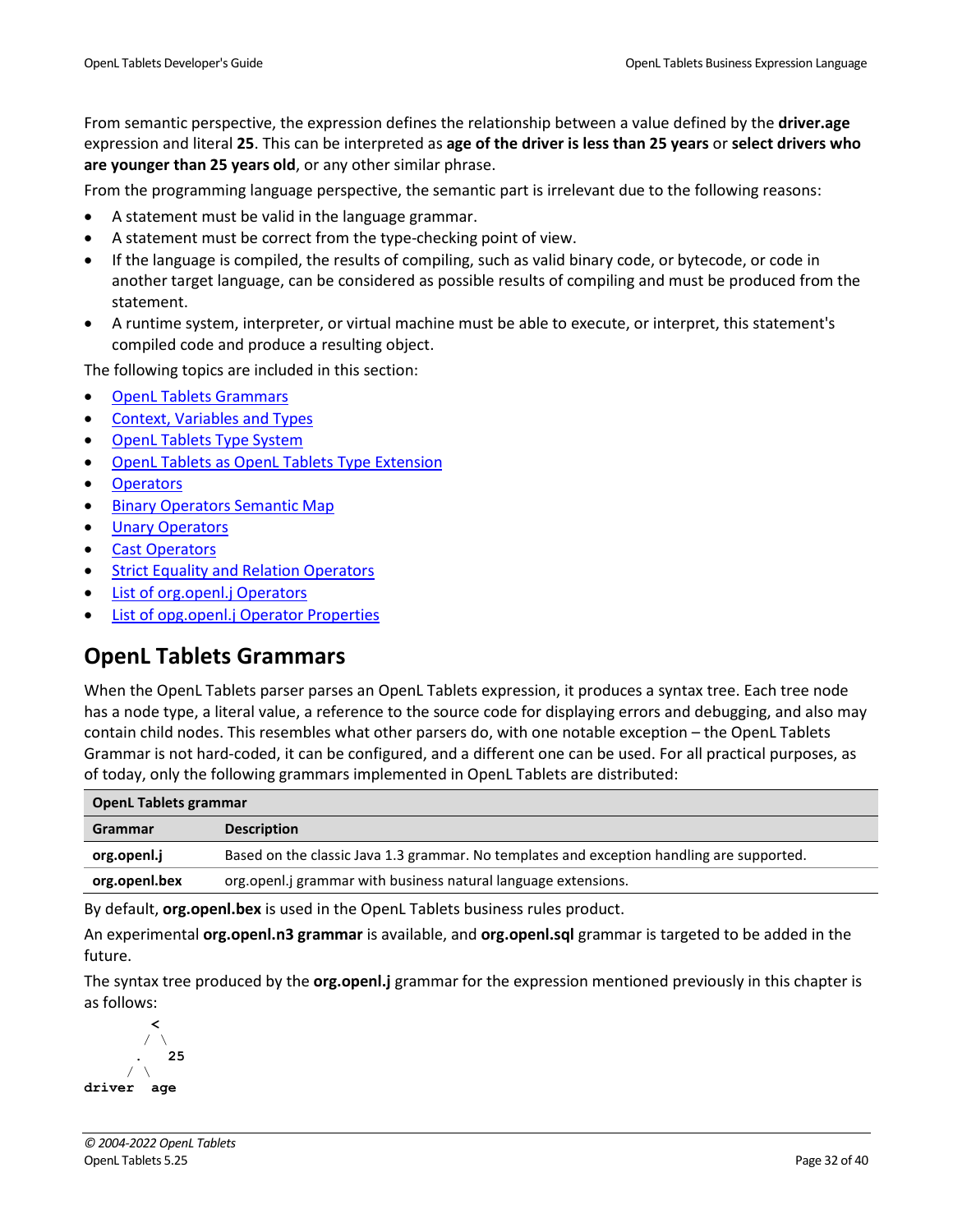From semantic perspective, the expression defines the relationship between a value defined by the **driver.age** expression and literal **25**. This can be interpreted as **age of the driver is less than 25 years** or **select drivers who are younger than 25 years old**, or any other similar phrase.

From the programming language perspective, the semantic part is irrelevant due to the following reasons:

- A statement must be valid in the language grammar.
- A statement must be correct from the type-checking point of view.
- If the language is compiled, the results of compiling, such as valid binary code, or bytecode, or code in another target language, can be considered as possible results of compiling and must be produced from the statement.
- A runtime system, interpreter, or virtual machine must be able to execute, or interpret, this statement's compiled code and produce a resulting object.

The following topics are included in this section:

- OpenL Tablets Grammars
- Context, Variables and Types
- OpenL Tablets Type System
- OpenL Tablets as OpenL Tablets Type Extension
- Operators
- Binary Operators Semantic Map
- Unary Operators
- Cast Operators
- Strict Equality and Relation Operators
- List of org.openl.j Operators
- List of opg.openl.j Operator Properties

## OpenL Tablets Grammars

When the OpenL Tablets parser parses an OpenL Tablets expression, it produces a syntax tree. Each tree node has a node type, a literal value, a reference to the source code for displaying errors and debugging, and also may contain child nodes. This resembles what other parsers do, with one notable exception – the OpenL Tablets Grammar is not hard-coded, it can be configured, and a different one can be used. For all practical purposes, as of today, only the following grammars implemented in OpenL Tablets are distributed:

| OpenL Tablets grammar | |
|---|---|
| **Grammar** | **Description** |
| **org.openl.j** | Based on the classic Java 1.3 grammar. No templates and exception handling are supported. |
| **org.openl.bex** | org.openl.j grammar with business natural language extensions. |

By default, **org.openl.bex** is used in the OpenL Tablets business rules product.

An experimental **org.openl.n3 grammar** is available, and **org.openl.sql** grammar is targeted to be added in the future.

The syntax tree produced by the **org.openl.j** grammar for the expression mentioned previously in this chapter is as follows:

```
         <
        / \
       .   25
      / \
driver   age
```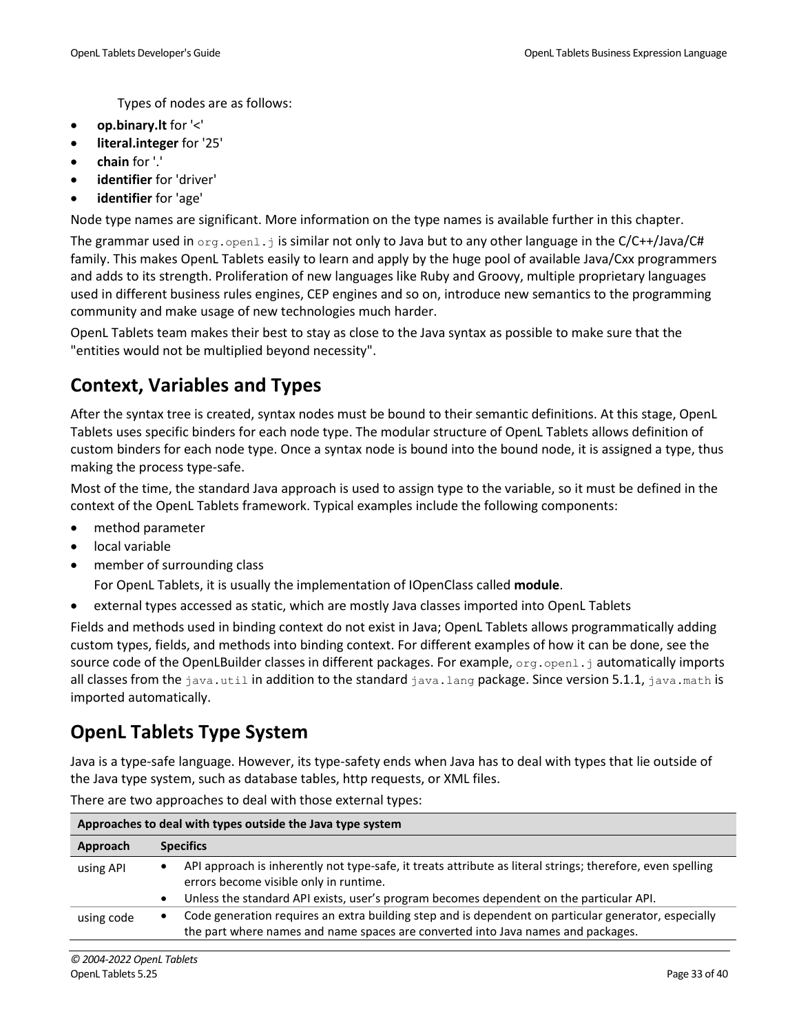Types of nodes are as follows:

- **op.binary.lt** for '<'
- **literal.integer** for '25'
- **chain** for '.'
- **identifier** for 'driver'
- **identifier** for 'age'

Node type names are significant. More information on the type names is available further in this chapter.

The grammar used in `org.openl.j` is similar not only to Java but to any other language in the C/C++/Java/C# family. This makes OpenL Tablets easily to learn and apply by the huge pool of available Java/Cxx programmers and adds to its strength. Proliferation of new languages like Ruby and Groovy, multiple proprietary languages used in different business rules engines, CEP engines and so on, introduce new semantics to the programming community and make usage of new technologies much harder.

OpenL Tablets team makes their best to stay as close to the Java syntax as possible to make sure that the "entities would not be multiplied beyond necessity".

## Context, Variables and Types

After the syntax tree is created, syntax nodes must be bound to their semantic definitions. At this stage, OpenL Tablets uses specific binders for each node type. The modular structure of OpenL Tablets allows definition of custom binders for each node type. Once a syntax node is bound into the bound node, it is assigned a type, thus making the process type-safe.

Most of the time, the standard Java approach is used to assign type to the variable, so it must be defined in the context of the OpenL Tablets framework. Typical examples include the following components:

- method parameter
- local variable
- member of surrounding class

  For OpenL Tablets, it is usually the implementation of IOpenClass called **module**.
- external types accessed as static, which are mostly Java classes imported into OpenL Tablets

Fields and methods used in binding context do not exist in Java; OpenL Tablets allows programmatically adding custom types, fields, and methods into binding context. For different examples of how it can be done, see the source code of the OpenLBuilder classes in different packages. For example, `org.openl.j` automatically imports all classes from the `java.util` in addition to the standard `java.lang` package. Since version 5.1.1, `java.math` is imported automatically.

## OpenL Tablets Type System

Java is a type-safe language. However, its type-safety ends when Java has to deal with types that lie outside of the Java type system, such as database tables, http requests, or XML files.

There are two approaches to deal with those external types:

| **Approaches to deal with types outside the Java type system** | |
|---|---|
| **Approach** | **Specifics** |
| using API | • API approach is inherently not type-safe, it treats attribute as literal strings; therefore, even spelling errors become visible only in runtime.<br>• Unless the standard API exists, user's program becomes dependent on the particular API. |
| using code | • Code generation requires an extra building step and is dependent on particular generator, especially the part where names and name spaces are converted into Java names and packages. |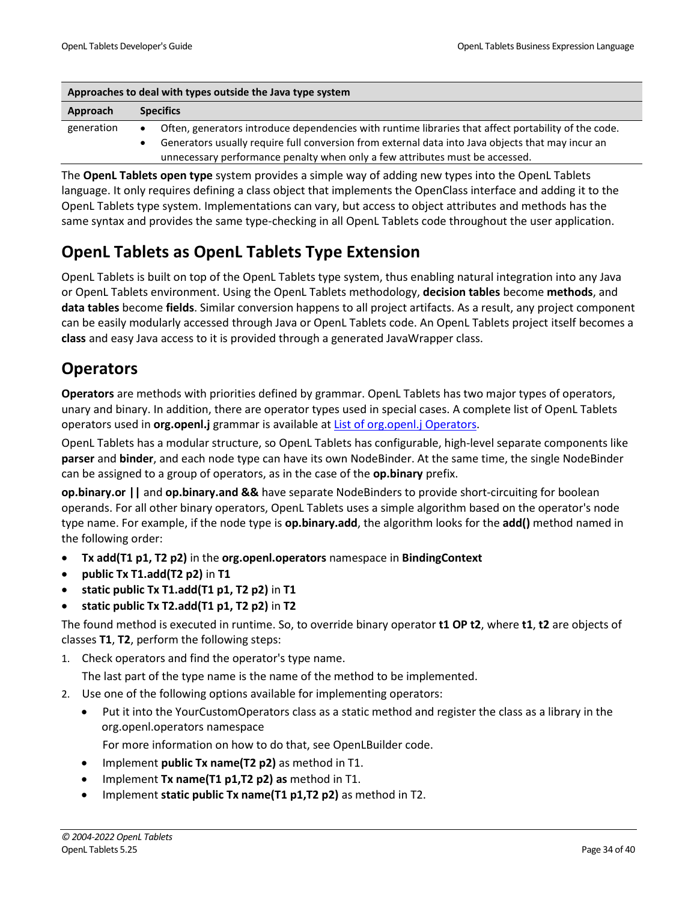| Approaches to deal with types outside the Java type system | |
|---|---|
| **Approach** | **Specifics** |
| generation | • Often, generators introduce dependencies with runtime libraries that affect portability of the code.<br>• Generators usually require full conversion from external data into Java objects that may incur an unnecessary performance penalty when only a few attributes must be accessed. |

The **OpenL Tablets open type** system provides a simple way of adding new types into the OpenL Tablets language. It only requires defining a class object that implements the OpenClass interface and adding it to the OpenL Tablets type system. Implementations can vary, but access to object attributes and methods has the same syntax and provides the same type-checking in all OpenL Tablets code throughout the user application.

## OpenL Tablets as OpenL Tablets Type Extension

OpenL Tablets is built on top of the OpenL Tablets type system, thus enabling natural integration into any Java or OpenL Tablets environment. Using the OpenL Tablets methodology, **decision tables** become **methods**, and **data tables** become **fields**. Similar conversion happens to all project artifacts. As a result, any project component can be easily modularly accessed through Java or OpenL Tablets code. An OpenL Tablets project itself becomes a **class** and easy Java access to it is provided through a generated JavaWrapper class.

## Operators

**Operators** are methods with priorities defined by grammar. OpenL Tablets has two major types of operators, unary and binary. In addition, there are operator types used in special cases. A complete list of OpenL Tablets operators used in **org.openl.j** grammar is available at List of org.openl.j Operators.

OpenL Tablets has a modular structure, so OpenL Tablets has configurable, high-level separate components like **parser** and **binder**, and each node type can have its own NodeBinder. At the same time, the single NodeBinder can be assigned to a group of operators, as in the case of the **op.binary** prefix.

**op.binary.or ||** and **op.binary.and &&** have separate NodeBinders to provide short-circuiting for boolean operands. For all other binary operators, OpenL Tablets uses a simple algorithm based on the operator's node type name. For example, if the node type is **op.binary.add**, the algorithm looks for the **add()** method named in the following order:

- **Tx add(T1 p1, T2 p2)** in the **org.openl.operators** namespace in **BindingContext**
- **public Tx T1.add(T2 p2)** in **T1**
- **static public Tx T1.add(T1 p1, T2 p2)** in **T1**
- **static public Tx T2.add(T1 p1, T2 p2)** in **T2**

The found method is executed in runtime. So, to override binary operator **t1 OP t2**, where **t1**, **t2** are objects of classes **T1**, **T2**, perform the following steps:

1. Check operators and find the operator's type name.

   The last part of the type name is the name of the method to be implemented.
2. Use one of the following options available for implementing operators:
   - Put it into the YourCustomOperators class as a static method and register the class as a library in the org.openl.operators namespace

     For more information on how to do that, see OpenLBuilder code.
   - Implement **public Tx name(T2 p2)** as method in T1.
   - Implement **Tx name(T1 p1,T2 p2) as** method in T1.
   - Implement **static public Tx name(T1 p1,T2 p2)** as method in T2.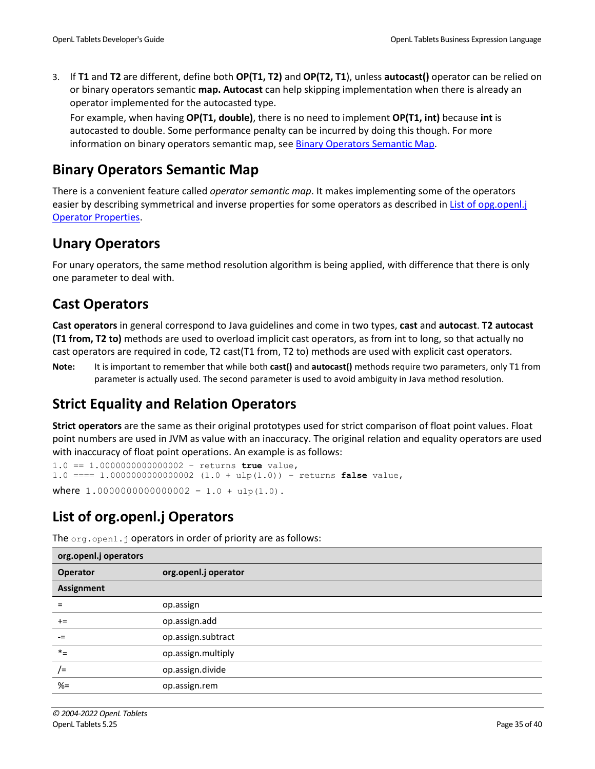3. If **T1** and **T2** are different, define both **OP(T1, T2)** and **OP(T2, T1**), unless **autocast()** operator can be relied on or binary operators semantic **map. Autocast** can help skipping implementation when there is already an operator implemented for the autocasted type.

   For example, when having **OP(T1, double)**, there is no need to implement **OP(T1, int)** because **int** is autocasted to double. Some performance penalty can be incurred by doing this though. For more information on binary operators semantic map, see Binary Operators Semantic Map.

## Binary Operators Semantic Map

There is a convenient feature called *operator semantic map*. It makes implementing some of the operators easier by describing symmetrical and inverse properties for some operators as described in List of opg.openl.j Operator Properties.

## Unary Operators

For unary operators, the same method resolution algorithm is being applied, with difference that there is only one parameter to deal with.

## Cast Operators

**Cast operators** in general correspond to Java guidelines and come in two types, **cast** and **autocast**. **T2 autocast (T1 from, T2 to)** methods are used to overload implicit cast operators, as from int to long, so that actually no cast operators are required in code, T2 cast(T1 from, T2 to) methods are used with explicit cast operators.

**Note:** It is important to remember that while both **cast()** and **autocast()** methods require two parameters, only T1 from parameter is actually used. The second parameter is used to avoid ambiguity in Java method resolution.

## Strict Equality and Relation Operators

**Strict operators** are the same as their original prototypes used for strict comparison of float point values. Float point numbers are used in JVM as value with an inaccuracy. The original relation and equality operators are used with inaccuracy of float point operations. An example is as follows:

```
1.0 == 1.0000000000000002 – returns true value,
1.0 ==== 1.0000000000000002 (1.0 + ulp(1.0)) – returns false value,
```

where `1.0000000000000002 = 1.0 + ulp(1.0)`.

## List of org.openl.j Operators

The `org.openl.j` operators in order of priority are as follows:

| org.openl.j operators | |
|---|---|
| **Operator** | **org.openl.j operator** |
| **Assignment** | |
| = | op.assign |
| += | op.assign.add |
| -= | op.assign.subtract |
| *= | op.assign.multiply |
| /= | op.assign.divide |
| %= | op.assign.rem |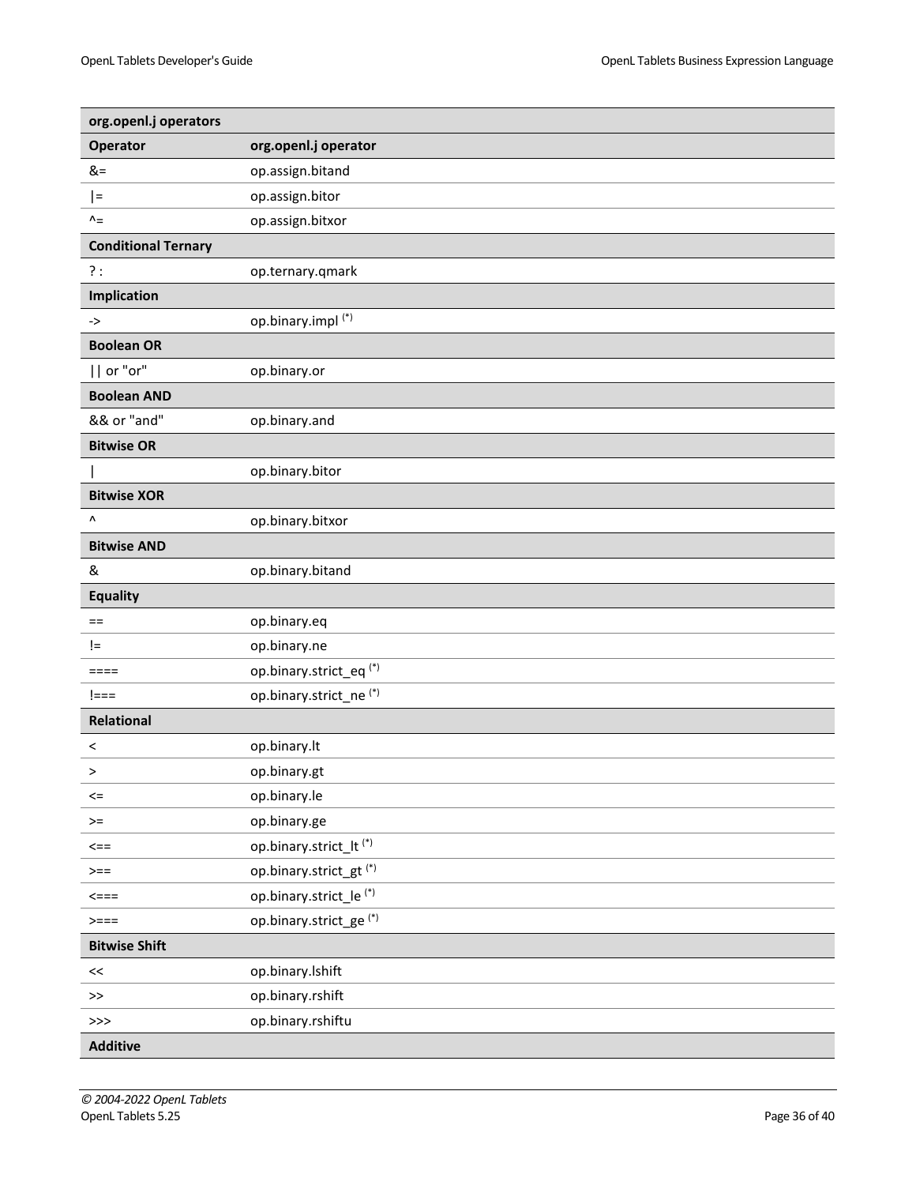| org.openl.j operators | |
|---|---|
| **Operator** | **org.openl.j operator** |
| &= | op.assign.bitand |
| \|= | op.assign.bitor |
| ^= | op.assign.bitxor |
| **Conditional Ternary** | |
| ? : | op.ternary.qmark |
| **Implication** | |
| -> | op.binary.impl (*) |
| **Boolean OR** | |
| \|\| or "or" | op.binary.or |
| **Boolean AND** | |
| && or "and" | op.binary.and |
| **Bitwise OR** | |
| \| | op.binary.bitor |
| **Bitwise XOR** | |
| ^ | op.binary.bitxor |
| **Bitwise AND** | |
| & | op.binary.bitand |
| **Equality** | |
| == | op.binary.eq |
| != | op.binary.ne |
| ==== | op.binary.strict_eq (*) |
| !=== | op.binary.strict_ne (*) |
| **Relational** | |
| < | op.binary.lt |
| > | op.binary.gt |
| <= | op.binary.le |
| >= | op.binary.ge |
| <== | op.binary.strict_lt (*) |
| >== | op.binary.strict_gt (*) |
| <=== | op.binary.strict_le (*) |
| >=== | op.binary.strict_ge (*) |
| **Bitwise Shift** | |
| << | op.binary.lshift |
| >> | op.binary.rshift |
| >>> | op.binary.rshiftu |
| **Additive** | |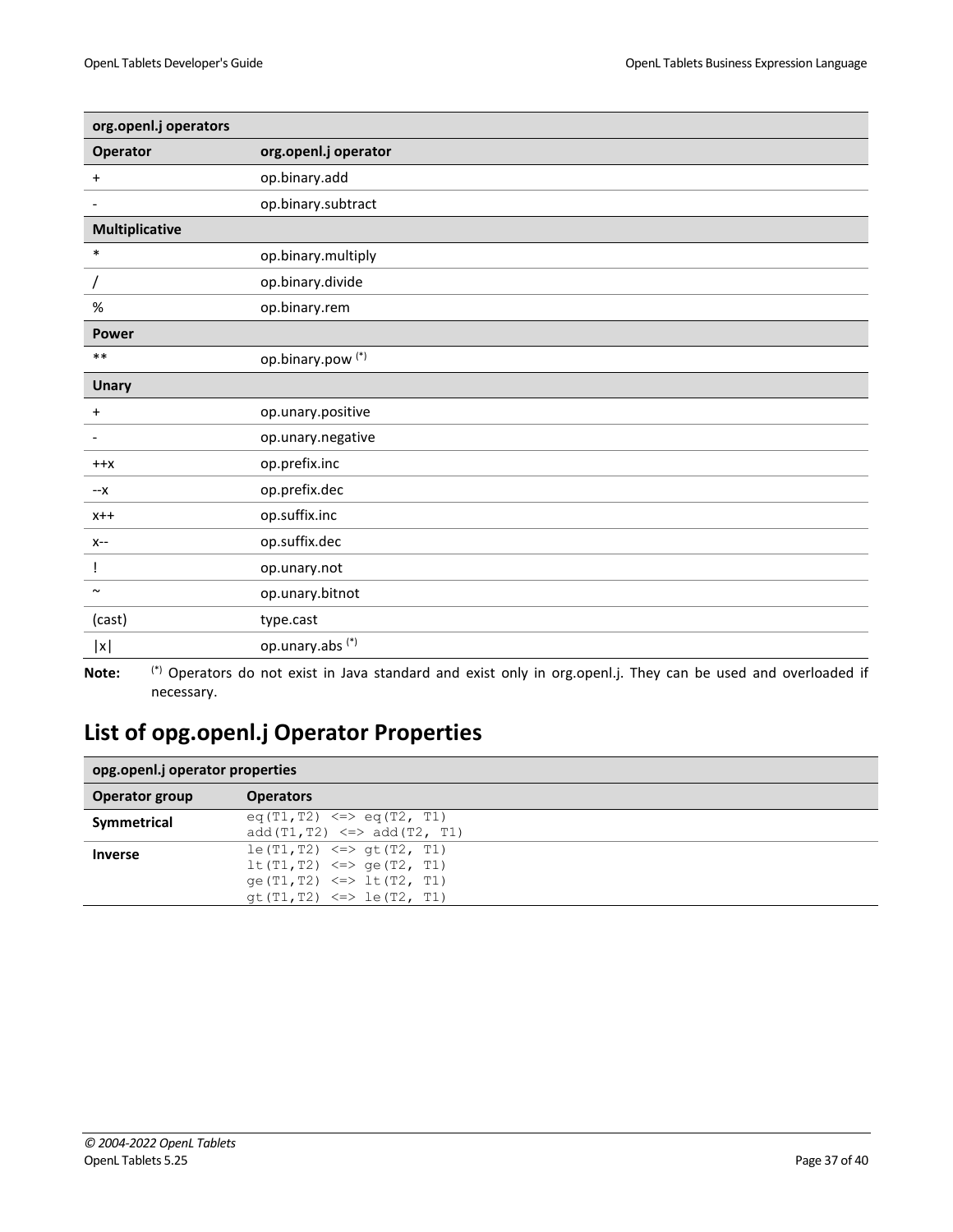| org.openl.j operators | |
|---|---|
| **Operator** | **org.openl.j operator** |
| + | op.binary.add |
| - | op.binary.subtract |
| **Multiplicative** | |
| * | op.binary.multiply |
| / | op.binary.divide |
| % | op.binary.rem |
| **Power** | |
| ** | op.binary.pow (*) |
| **Unary** | |
| + | op.unary.positive |
| - | op.unary.negative |
| ++x | op.prefix.inc |
| --x | op.prefix.dec |
| x++ | op.suffix.inc |
| x-- | op.suffix.dec |
| ! | op.unary.not |
| ~ | op.unary.bitnot |
| (cast) | type.cast |
| \|x\| | op.unary.abs (*) |

**Note:** (*) Operators do not exist in Java standard and exist only in org.openl.j. They can be used and overloaded if necessary.

## List of opg.openl.j Operator Properties

| opg.openl.j operator properties | |
|---|---|
| **Operator group** | **Operators** |
| **Symmetrical** | `eq(T1,T2) <=> eq(T2, T1)`<br>`add(T1,T2) <=> add(T2, T1)` |
| **Inverse** | `le(T1,T2) <=> gt(T2, T1)`<br>`lt(T1,T2) <=> ge(T2, T1)`<br>`ge(T1,T2) <=> lt(T2, T1)`<br>`gt(T1,T2) <=> le(T2, T1)` |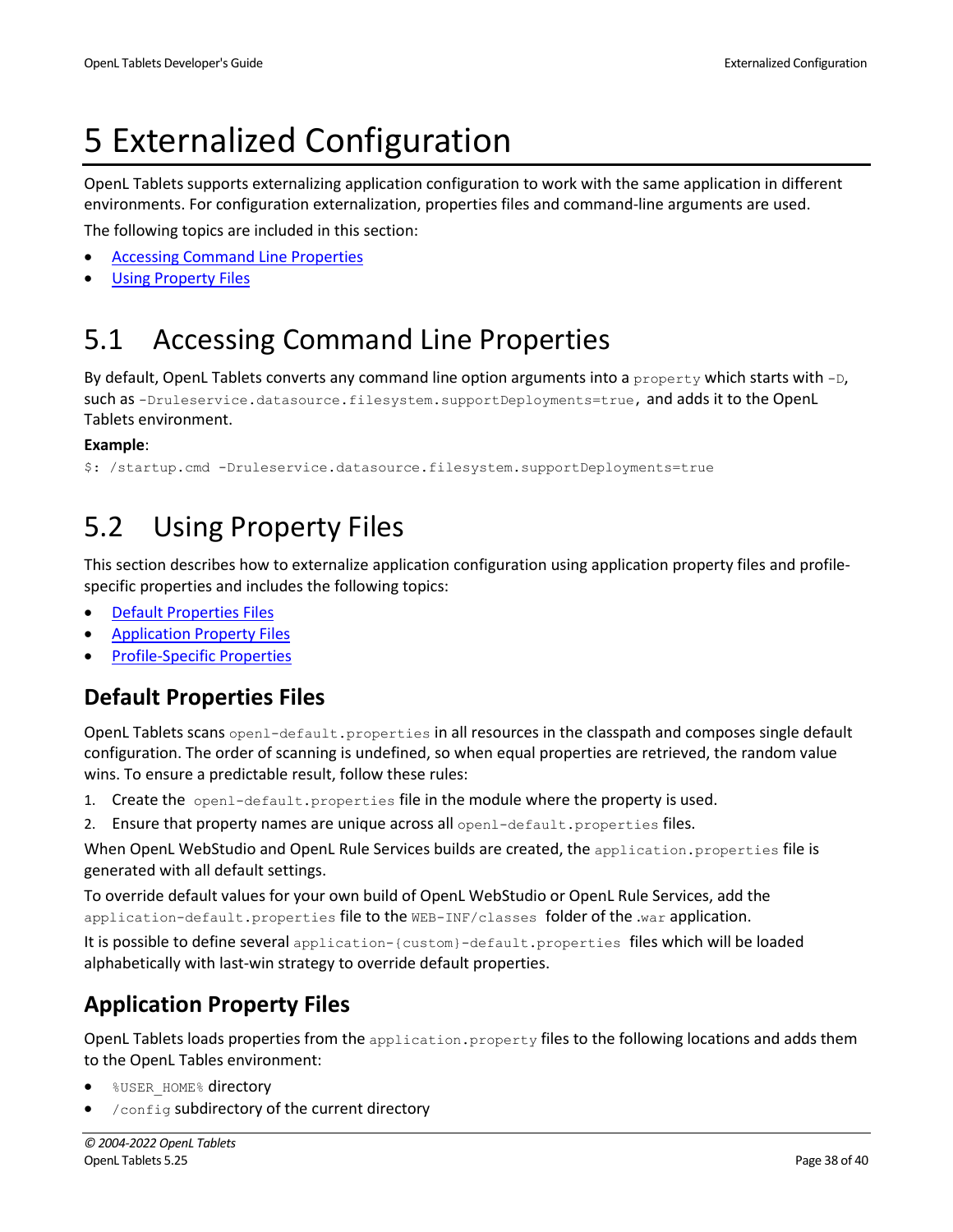# 5 Externalized Configuration

OpenL Tablets supports externalizing application configuration to work with the same application in different environments. For configuration externalization, properties files and command-line arguments are used.

The following topics are included in this section:

- Accessing Command Line Properties
- Using Property Files

## 5.1 Accessing Command Line Properties

By default, OpenL Tablets converts any command line option arguments into a `property` which starts with `-D`, such as `-Druleservice.datasource.filesystem.supportDeployments=true`, and adds it to the OpenL Tablets environment.

**Example**:

```
$: /startup.cmd -Druleservice.datasource.filesystem.supportDeployments=true
```

## 5.2 Using Property Files

This section describes how to externalize application configuration using application property files and profile-specific properties and includes the following topics:

- Default Properties Files
- Application Property Files
- Profile-Specific Properties

### Default Properties Files

OpenL Tablets scans `openl-default.properties` in all resources in the classpath and composes single default configuration. The order of scanning is undefined, so when equal properties are retrieved, the random value wins. To ensure a predictable result, follow these rules:

1. Create the `openl-default.properties` file in the module where the property is used.
2. Ensure that property names are unique across all `openl-default.properties` files.

When OpenL WebStudio and OpenL Rule Services builds are created, the `application.properties` file is generated with all default settings.

To override default values for your own build of OpenL WebStudio or OpenL Rule Services, add the `application-default.properties` file to the `WEB-INF/classes` folder of the `.war` application.

It is possible to define several `application-{custom}-default.properties` files which will be loaded alphabetically with last-win strategy to override default properties.

### Application Property Files

OpenL Tablets loads properties from the `application.property` files to the following locations and adds them to the OpenL Tables environment:

- `%USER_HOME%` directory
- `/config` subdirectory of the current directory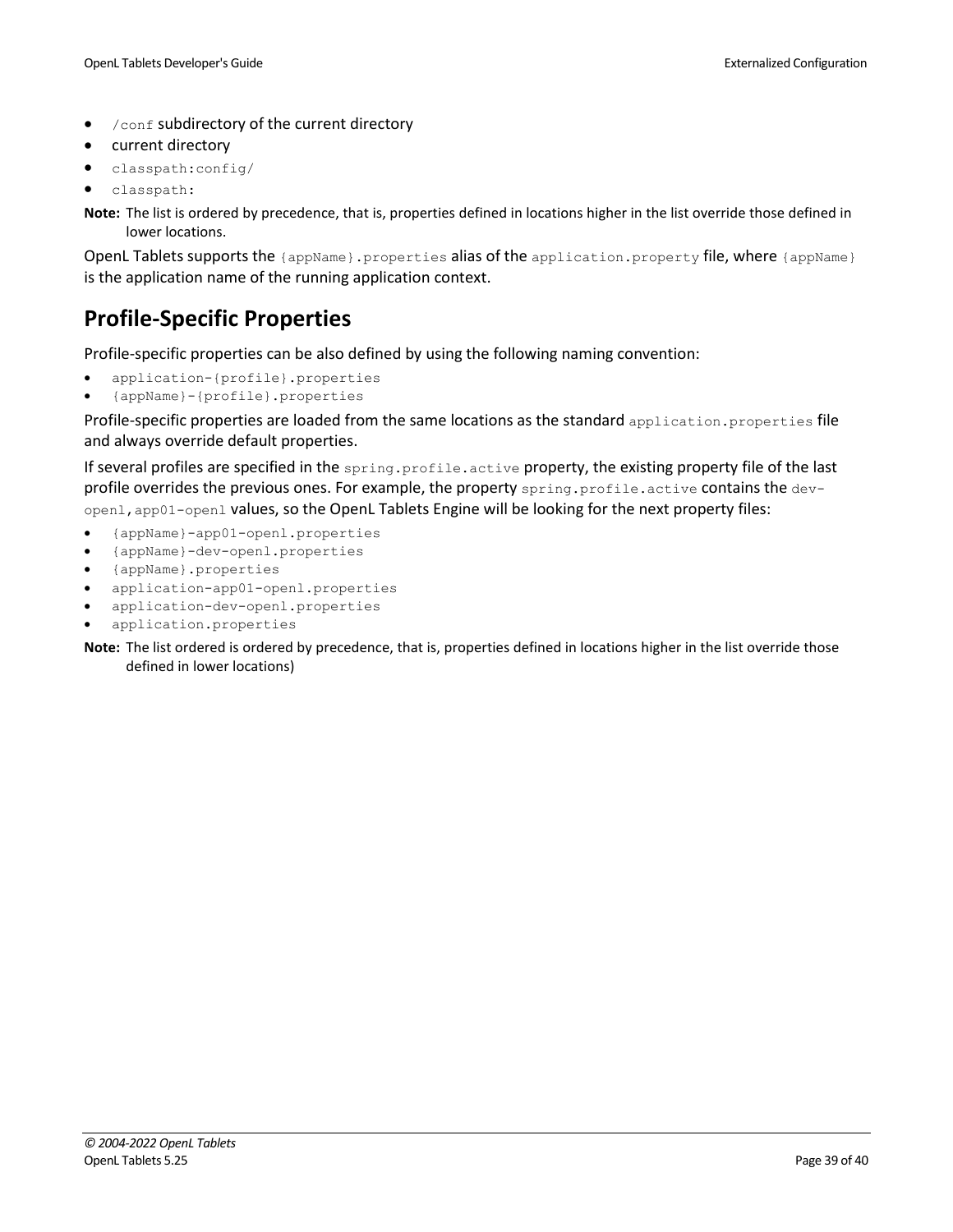- `/conf` subdirectory of the current directory
- current directory
- `classpath:config/`
- `classpath:`

**Note:** The list is ordered by precedence, that is, properties defined in locations higher in the list override those defined in lower locations.

OpenL Tablets supports the `{appName}.properties` alias of the `application.property` file, where `{appName}` is the application name of the running application context.

## Profile-Specific Properties

Profile-specific properties can be also defined by using the following naming convention:

- `application-{profile}.properties`
- `{appName}-{profile}.properties`

Profile-specific properties are loaded from the same locations as the standard `application.properties` file and always override default properties.

If several profiles are specified in the `spring.profile.active` property, the existing property file of the last profile overrides the previous ones. For example, the property `spring.profile.active` contains the `dev-openl,app01-openl` values, so the OpenL Tablets Engine will be looking for the next property files:

- `{appName}-app01-openl.properties`
- `{appName}-dev-openl.properties`
- `{appName}.properties`
- `application-app01-openl.properties`
- `application-dev-openl.properties`
- `application.properties`

**Note:** The list ordered is ordered by precedence, that is, properties defined in locations higher in the list override those defined in lower locations)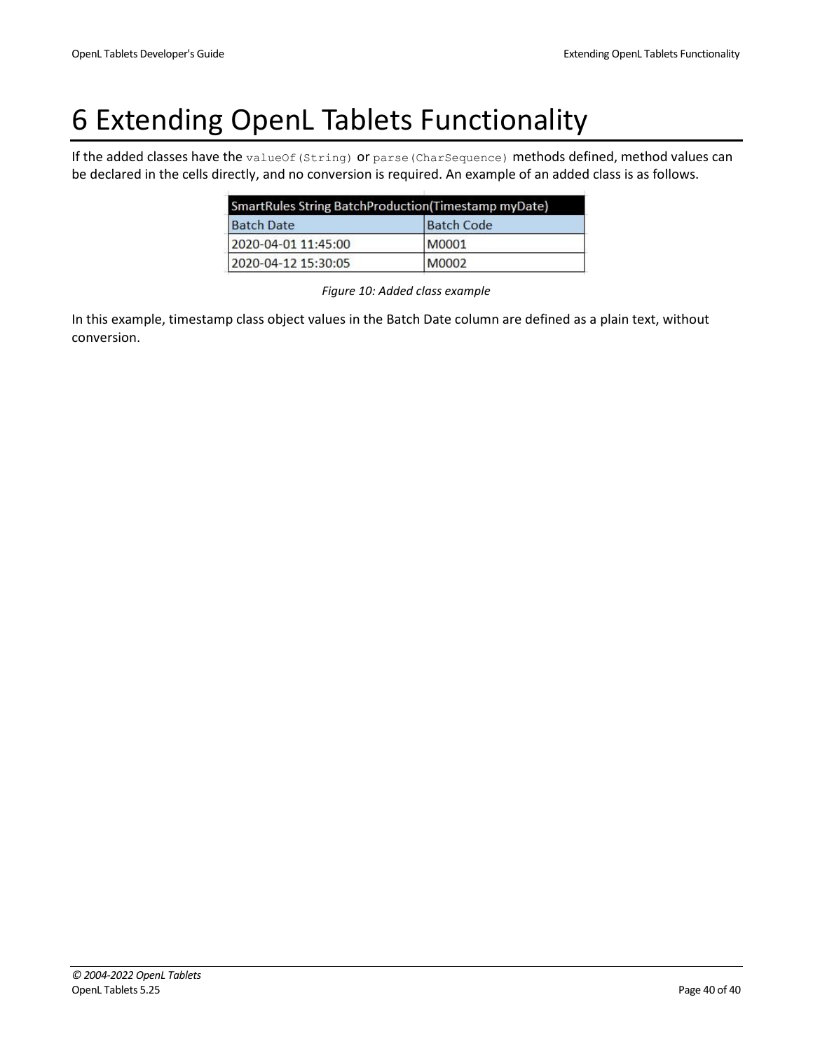# 6 Extending OpenL Tablets Functionality

If the added classes have the `valueOf(String)` or `parse(CharSequence)` methods defined, method values can be declared in the cells directly, and no conversion is required. An example of an added class is as follows.

| SmartRules String BatchProduction(Timestamp myDate) | |
|---|---|
| Batch Date | Batch Code |
| 2020-04-01 11:45:00 | M0001 |
| 2020-04-12 15:30:05 | M0002 |

*Figure 10: Added class example*

In this example, timestamp class object values in the Batch Date column are defined as a plain text, without conversion.